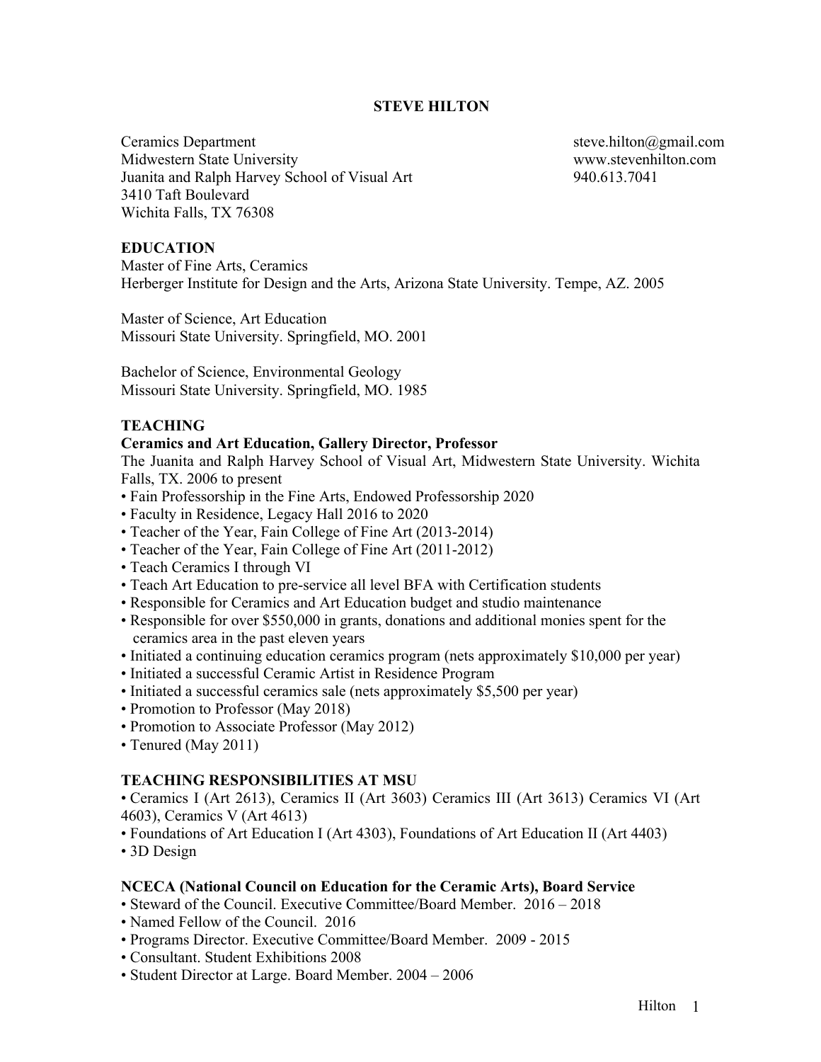# STEVE HILTON

Ceramics Department
Midwestern State University
Juanita and Ralph Harvey School of Visual Art
3410 Taft Boulevard
Wichita Falls, TX 76308

steve.hilton@gmail.com
www.stevenhilton.com
940.613.7041

## EDUCATION

Master of Fine Arts, Ceramics
Herberger Institute for Design and the Arts, Arizona State University. Tempe, AZ. 2005

Master of Science, Art Education
Missouri State University. Springfield, MO. 2001

Bachelor of Science, Environmental Geology
Missouri State University. Springfield, MO. 1985

## TEACHING

**Ceramics and Art Education, Gallery Director, Professor**

The Juanita and Ralph Harvey School of Visual Art, Midwestern State University. Wichita Falls, TX. 2006 to present

- Fain Professorship in the Fine Arts, Endowed Professorship 2020
- Faculty in Residence, Legacy Hall 2016 to 2020
- Teacher of the Year, Fain College of Fine Art (2013-2014)
- Teacher of the Year, Fain College of Fine Art (2011-2012)
- Teach Ceramics I through VI
- Teach Art Education to pre-service all level BFA with Certification students
- Responsible for Ceramics and Art Education budget and studio maintenance
- Responsible for over $550,000 in grants, donations and additional monies spent for the ceramics area in the past eleven years
- Initiated a continuing education ceramics program (nets approximately $10,000 per year)
- Initiated a successful Ceramic Artist in Residence Program
- Initiated a successful ceramics sale (nets approximately $5,500 per year)
- Promotion to Professor (May 2018)
- Promotion to Associate Professor (May 2012)
- Tenured (May 2011)

## TEACHING RESPONSIBILITIES AT MSU

- Ceramics I (Art 2613), Ceramics II (Art 3603) Ceramics III (Art 3613) Ceramics VI (Art 4603), Ceramics V (Art 4613)
- Foundations of Art Education I (Art 4303), Foundations of Art Education II (Art 4403)
- 3D Design

## NCECA (National Council on Education for the Ceramic Arts), Board Service

- Steward of the Council. Executive Committee/Board Member. 2016 – 2018
- Named Fellow of the Council. 2016
- Programs Director. Executive Committee/Board Member. 2009 - 2015
- Consultant. Student Exhibitions 2008
- Student Director at Large. Board Member. 2004 – 2006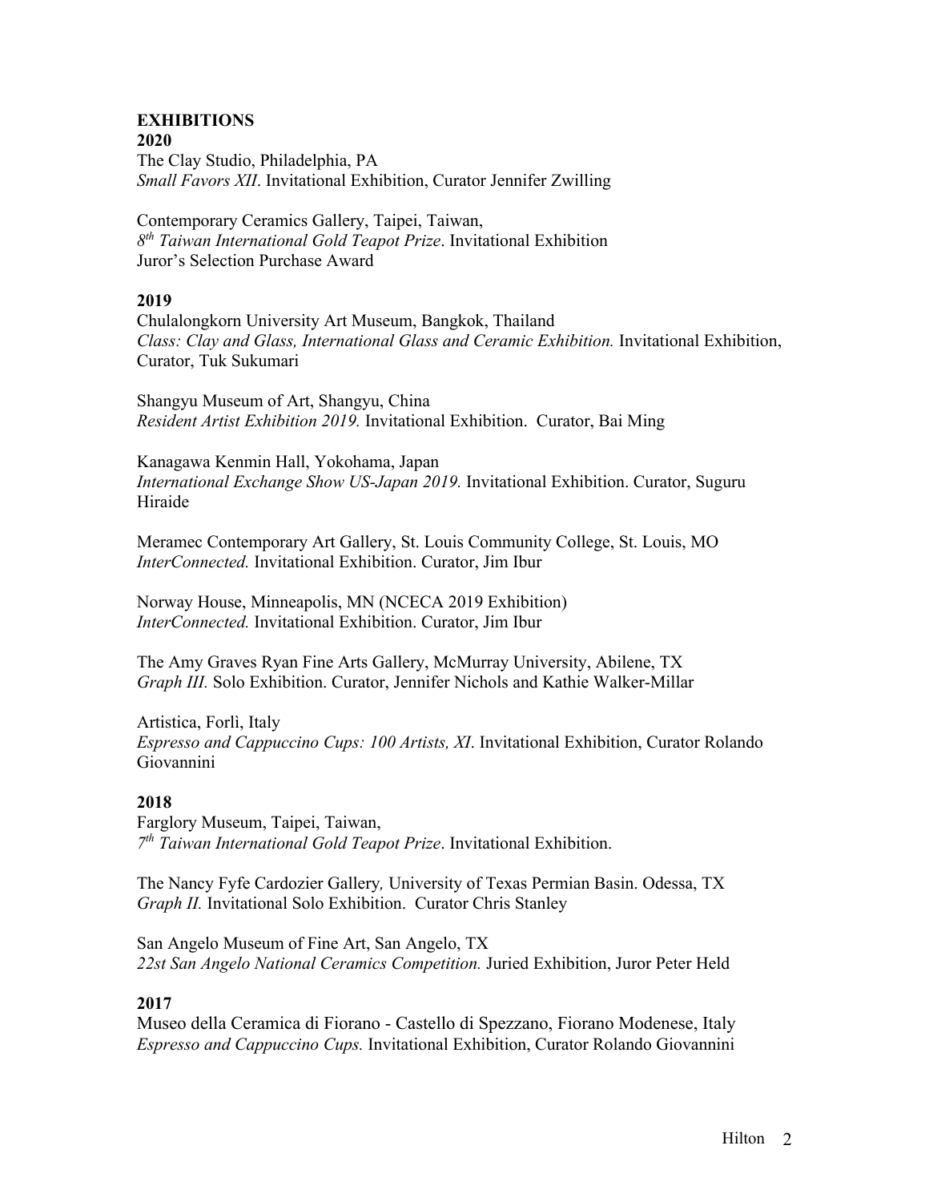## EXHIBITIONS

### 2020

The Clay Studio, Philadelphia, PA
*Small Favors XII*. Invitational Exhibition, Curator Jennifer Zwilling

Contemporary Ceramics Gallery, Taipei, Taiwan,
*8th Taiwan International Gold Teapot Prize*. Invitational Exhibition
Juror's Selection Purchase Award

### 2019

Chulalongkorn University Art Museum, Bangkok, Thailand
*Class: Clay and Glass, International Glass and Ceramic Exhibition.* Invitational Exhibition, Curator, Tuk Sukumari

Shangyu Museum of Art, Shangyu, China
*Resident Artist Exhibition 2019.* Invitational Exhibition. Curator, Bai Ming

Kanagawa Kenmin Hall, Yokohama, Japan
*International Exchange Show US-Japan 2019.* Invitational Exhibition. Curator, Suguru Hiraide

Meramec Contemporary Art Gallery, St. Louis Community College, St. Louis, MO
*InterConnected.* Invitational Exhibition. Curator, Jim Ibur

Norway House, Minneapolis, MN (NCECA 2019 Exhibition)
*InterConnected.* Invitational Exhibition. Curator, Jim Ibur

The Amy Graves Ryan Fine Arts Gallery, McMurray University, Abilene, TX
*Graph III.* Solo Exhibition. Curator, Jennifer Nichols and Kathie Walker-Millar

Artistica, Forlì, Italy
*Espresso and Cappuccino Cups: 100 Artists, XI*. Invitational Exhibition, Curator Rolando Giovannini

### 2018

Farglory Museum, Taipei, Taiwan,
*7th Taiwan International Gold Teapot Prize*. Invitational Exhibition.

The Nancy Fyfe Cardozier Gallery*,* University of Texas Permian Basin. Odessa, TX
*Graph II.* Invitational Solo Exhibition. Curator Chris Stanley

San Angelo Museum of Fine Art, San Angelo, TX
*22st San Angelo National Ceramics Competition.* Juried Exhibition, Juror Peter Held

### 2017

Museo della Ceramica di Fiorano - Castello di Spezzano, Fiorano Modenese, Italy
*Espresso and Cappuccino Cups.* Invitational Exhibition, Curator Rolando Giovannini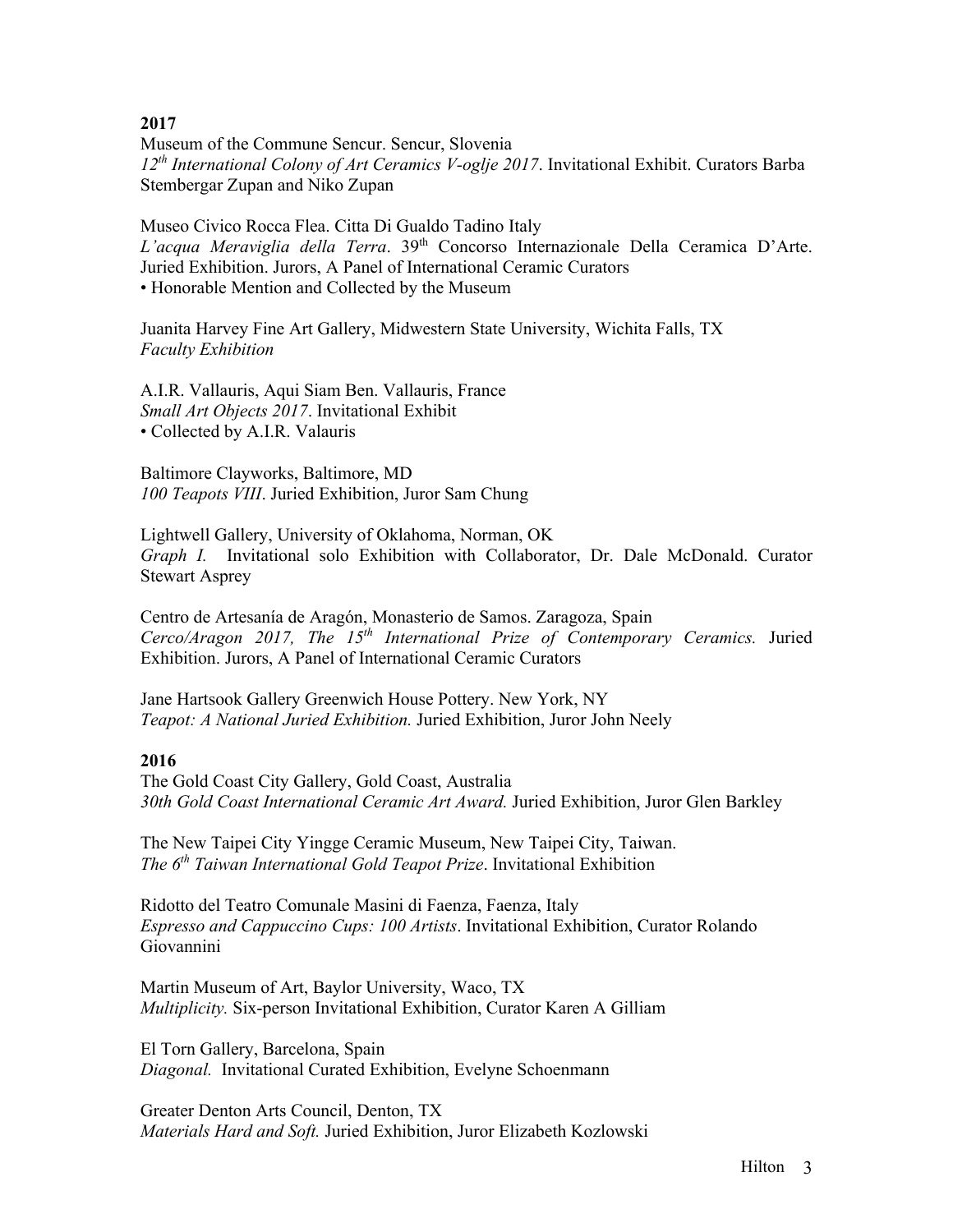**2017**

Museum of the Commune Sencur. Sencur, Slovenia
*12th International Colony of Art Ceramics V-oglje 2017*. Invitational Exhibit. Curators Barba Stembergar Zupan and Niko Zupan

Museo Civico Rocca Flea. Citta Di Gualdo Tadino Italy
*L'acqua Meraviglia della Terra*. 39th Concorso Internazionale Della Ceramica D'Arte. Juried Exhibition. Jurors, A Panel of International Ceramic Curators
• Honorable Mention and Collected by the Museum

Juanita Harvey Fine Art Gallery, Midwestern State University, Wichita Falls, TX
*Faculty Exhibition*

A.I.R. Vallauris, Aqui Siam Ben. Vallauris, France
*Small Art Objects 2017*. Invitational Exhibit
• Collected by A.I.R. Valauris

Baltimore Clayworks, Baltimore, MD
*100 Teapots VIII*. Juried Exhibition, Juror Sam Chung

Lightwell Gallery, University of Oklahoma, Norman, OK
*Graph I.* Invitational solo Exhibition with Collaborator, Dr. Dale McDonald. Curator Stewart Asprey

Centro de Artesanía de Aragón, Monasterio de Samos. Zaragoza, Spain
*Cerco/Aragon 2017, The 15th International Prize of Contemporary Ceramics.* Juried Exhibition. Jurors, A Panel of International Ceramic Curators

Jane Hartsook Gallery Greenwich House Pottery. New York, NY
*Teapot: A National Juried Exhibition.* Juried Exhibition, Juror John Neely

**2016**

The Gold Coast City Gallery, Gold Coast, Australia
*30th Gold Coast International Ceramic Art Award.* Juried Exhibition, Juror Glen Barkley

The New Taipei City Yingge Ceramic Museum, New Taipei City, Taiwan.
*The 6th Taiwan International Gold Teapot Prize*. Invitational Exhibition

Ridotto del Teatro Comunale Masini di Faenza, Faenza, Italy
*Espresso and Cappuccino Cups: 100 Artists*. Invitational Exhibition, Curator Rolando Giovannini

Martin Museum of Art, Baylor University, Waco, TX
*Multiplicity.* Six-person Invitational Exhibition, Curator Karen A Gilliam

El Torn Gallery, Barcelona, Spain
*Diagonal.* Invitational Curated Exhibition, Evelyne Schoenmann

Greater Denton Arts Council, Denton, TX
*Materials Hard and Soft.* Juried Exhibition, Juror Elizabeth Kozlowski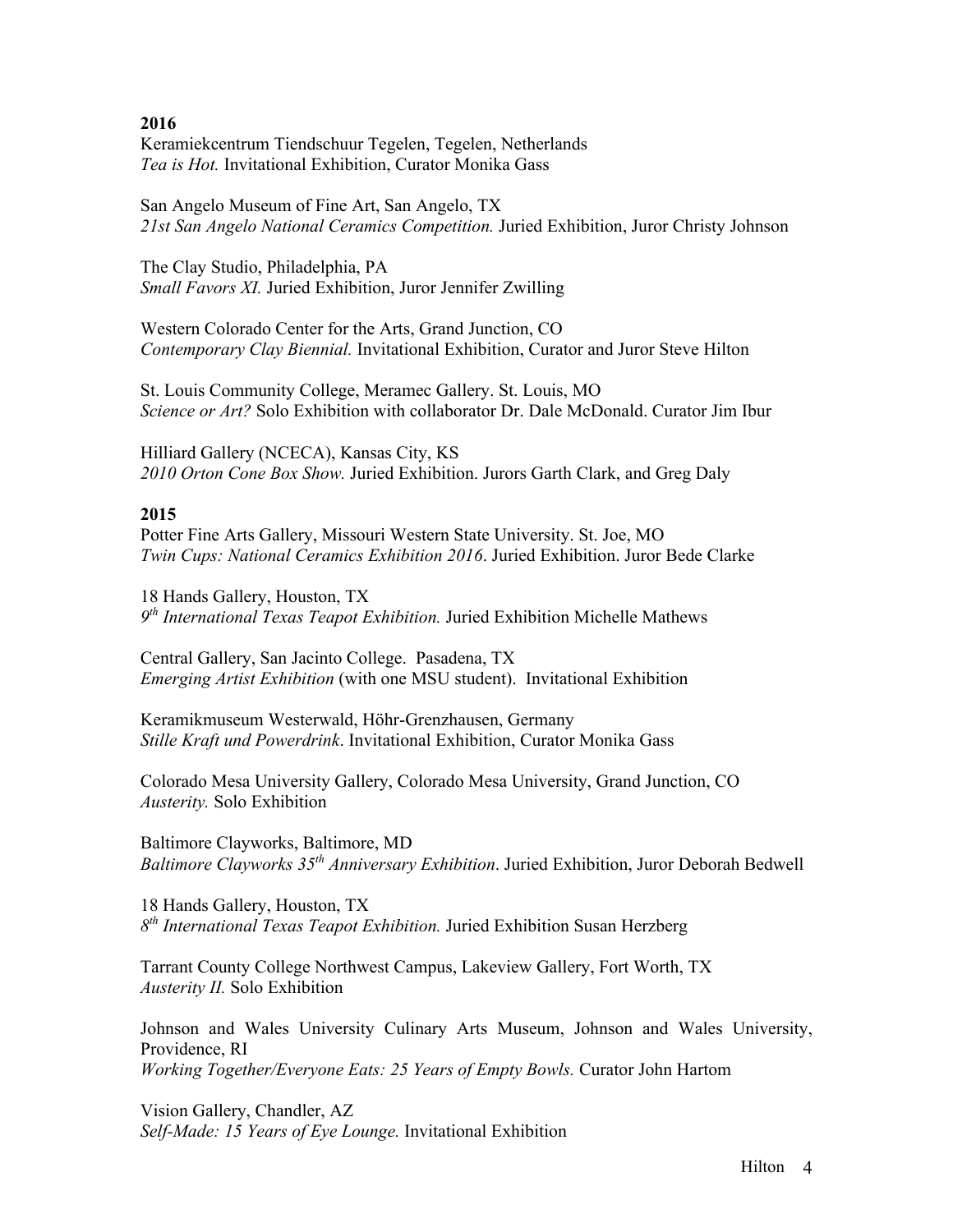**2016**

Keramiekcentrum Tiendschuur Tegelen, Tegelen, Netherlands
*Tea is Hot.* Invitational Exhibition, Curator Monika Gass

San Angelo Museum of Fine Art, San Angelo, TX
*21st San Angelo National Ceramics Competition.* Juried Exhibition, Juror Christy Johnson

The Clay Studio, Philadelphia, PA
*Small Favors XI.* Juried Exhibition, Juror Jennifer Zwilling

Western Colorado Center for the Arts, Grand Junction, CO
*Contemporary Clay Biennial.* Invitational Exhibition, Curator and Juror Steve Hilton

St. Louis Community College, Meramec Gallery. St. Louis, MO
*Science or Art?* Solo Exhibition with collaborator Dr. Dale McDonald. Curator Jim Ibur

Hilliard Gallery (NCECA), Kansas City, KS
*2010 Orton Cone Box Show.* Juried Exhibition. Jurors Garth Clark, and Greg Daly

**2015**

Potter Fine Arts Gallery, Missouri Western State University. St. Joe, MO
*Twin Cups: National Ceramics Exhibition 2016*. Juried Exhibition. Juror Bede Clarke

18 Hands Gallery, Houston, TX
*9th International Texas Teapot Exhibition.* Juried Exhibition Michelle Mathews

Central Gallery, San Jacinto College. Pasadena, TX
*Emerging Artist Exhibition* (with one MSU student). Invitational Exhibition

Keramikmuseum Westerwald, Höhr-Grenzhausen, Germany
*Stille Kraft und Powerdrink*. Invitational Exhibition, Curator Monika Gass

Colorado Mesa University Gallery, Colorado Mesa University, Grand Junction, CO
*Austerity.* Solo Exhibition

Baltimore Clayworks, Baltimore, MD
*Baltimore Clayworks 35th Anniversary Exhibition*. Juried Exhibition, Juror Deborah Bedwell

18 Hands Gallery, Houston, TX
*8th International Texas Teapot Exhibition.* Juried Exhibition Susan Herzberg

Tarrant County College Northwest Campus, Lakeview Gallery, Fort Worth, TX
*Austerity II.* Solo Exhibition

Johnson and Wales University Culinary Arts Museum, Johnson and Wales University, Providence, RI
*Working Together/Everyone Eats: 25 Years of Empty Bowls.* Curator John Hartom

Vision Gallery, Chandler, AZ
*Self-Made: 15 Years of Eye Lounge.* Invitational Exhibition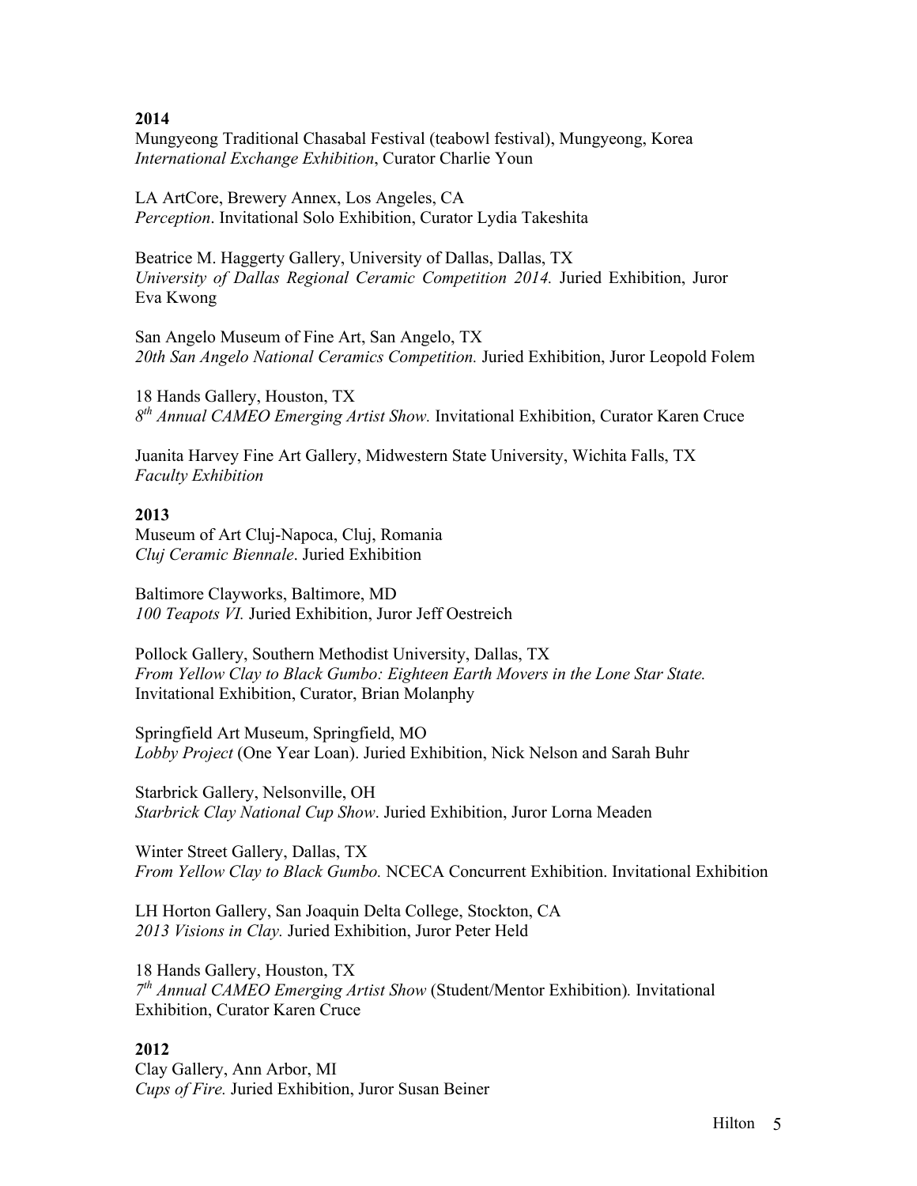**2014**
Mungyeong Traditional Chasabal Festival (teabowl festival), Mungyeong, Korea
*International Exchange Exhibition*, Curator Charlie Youn

LA ArtCore, Brewery Annex, Los Angeles, CA
*Perception*. Invitational Solo Exhibition, Curator Lydia Takeshita

Beatrice M. Haggerty Gallery, University of Dallas, Dallas, TX
*University of Dallas Regional Ceramic Competition 2014.* Juried Exhibition, Juror Eva Kwong

San Angelo Museum of Fine Art, San Angelo, TX
*20th San Angelo National Ceramics Competition.* Juried Exhibition, Juror Leopold Folem

18 Hands Gallery, Houston, TX
*8th Annual CAMEO Emerging Artist Show.* Invitational Exhibition, Curator Karen Cruce

Juanita Harvey Fine Art Gallery, Midwestern State University, Wichita Falls, TX
*Faculty Exhibition*

**2013**
Museum of Art Cluj-Napoca, Cluj, Romania
*Cluj Ceramic Biennale*. Juried Exhibition

Baltimore Clayworks, Baltimore, MD
*100 Teapots VI.* Juried Exhibition, Juror Jeff Oestreich

Pollock Gallery, Southern Methodist University, Dallas, TX
*From Yellow Clay to Black Gumbo: Eighteen Earth Movers in the Lone Star State.* Invitational Exhibition, Curator, Brian Molanphy

Springfield Art Museum, Springfield, MO
*Lobby Project* (One Year Loan). Juried Exhibition, Nick Nelson and Sarah Buhr

Starbrick Gallery, Nelsonville, OH
*Starbrick Clay National Cup Show*. Juried Exhibition, Juror Lorna Meaden

Winter Street Gallery, Dallas, TX
*From Yellow Clay to Black Gumbo.* NCECA Concurrent Exhibition. Invitational Exhibition

LH Horton Gallery, San Joaquin Delta College, Stockton, CA
*2013 Visions in Clay.* Juried Exhibition, Juror Peter Held

18 Hands Gallery, Houston, TX
*7th Annual CAMEO Emerging Artist Show* (Student/Mentor Exhibition)*.* Invitational Exhibition, Curator Karen Cruce

**2012**
Clay Gallery, Ann Arbor, MI
*Cups of Fire.* Juried Exhibition, Juror Susan Beiner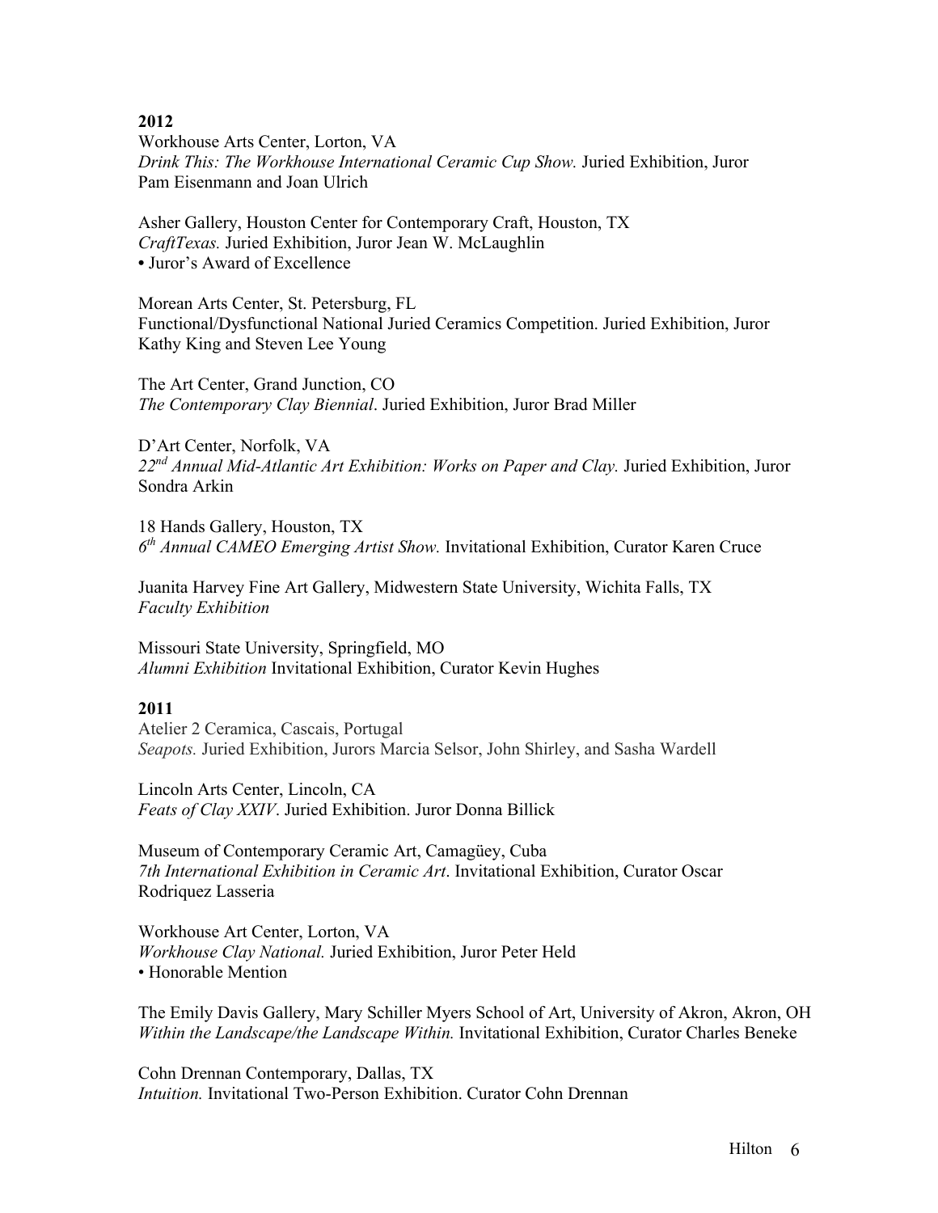**2012**

Workhouse Arts Center, Lorton, VA
*Drink This: The Workhouse International Ceramic Cup Show.* Juried Exhibition, Juror Pam Eisenmann and Joan Ulrich

Asher Gallery, Houston Center for Contemporary Craft, Houston, TX
*CraftTexas.* Juried Exhibition, Juror Jean W. McLaughlin
• Juror's Award of Excellence

Morean Arts Center, St. Petersburg, FL
Functional/Dysfunctional National Juried Ceramics Competition. Juried Exhibition, Juror Kathy King and Steven Lee Young

The Art Center, Grand Junction, CO
*The Contemporary Clay Biennial*. Juried Exhibition, Juror Brad Miller

D'Art Center, Norfolk, VA
*22nd Annual Mid-Atlantic Art Exhibition: Works on Paper and Clay.* Juried Exhibition, Juror Sondra Arkin

18 Hands Gallery, Houston, TX
*6th Annual CAMEO Emerging Artist Show.* Invitational Exhibition, Curator Karen Cruce

Juanita Harvey Fine Art Gallery, Midwestern State University, Wichita Falls, TX
*Faculty Exhibition*

Missouri State University, Springfield, MO
*Alumni Exhibition* Invitational Exhibition, Curator Kevin Hughes

**2011**

Atelier 2 Ceramica, Cascais, Portugal
*Seapots.* Juried Exhibition, Jurors Marcia Selsor, John Shirley, and Sasha Wardell

Lincoln Arts Center, Lincoln, CA
*Feats of Clay XXIV*. Juried Exhibition. Juror Donna Billick

Museum of Contemporary Ceramic Art, Camagüey, Cuba
*7th International Exhibition in Ceramic Art*. Invitational Exhibition, Curator Oscar Rodriquez Lasseria

Workhouse Art Center, Lorton, VA
*Workhouse Clay National.* Juried Exhibition, Juror Peter Held
• Honorable Mention

The Emily Davis Gallery, Mary Schiller Myers School of Art, University of Akron, Akron, OH
*Within the Landscape/the Landscape Within.* Invitational Exhibition, Curator Charles Beneke

Cohn Drennan Contemporary, Dallas, TX
*Intuition.* Invitational Two-Person Exhibition. Curator Cohn Drennan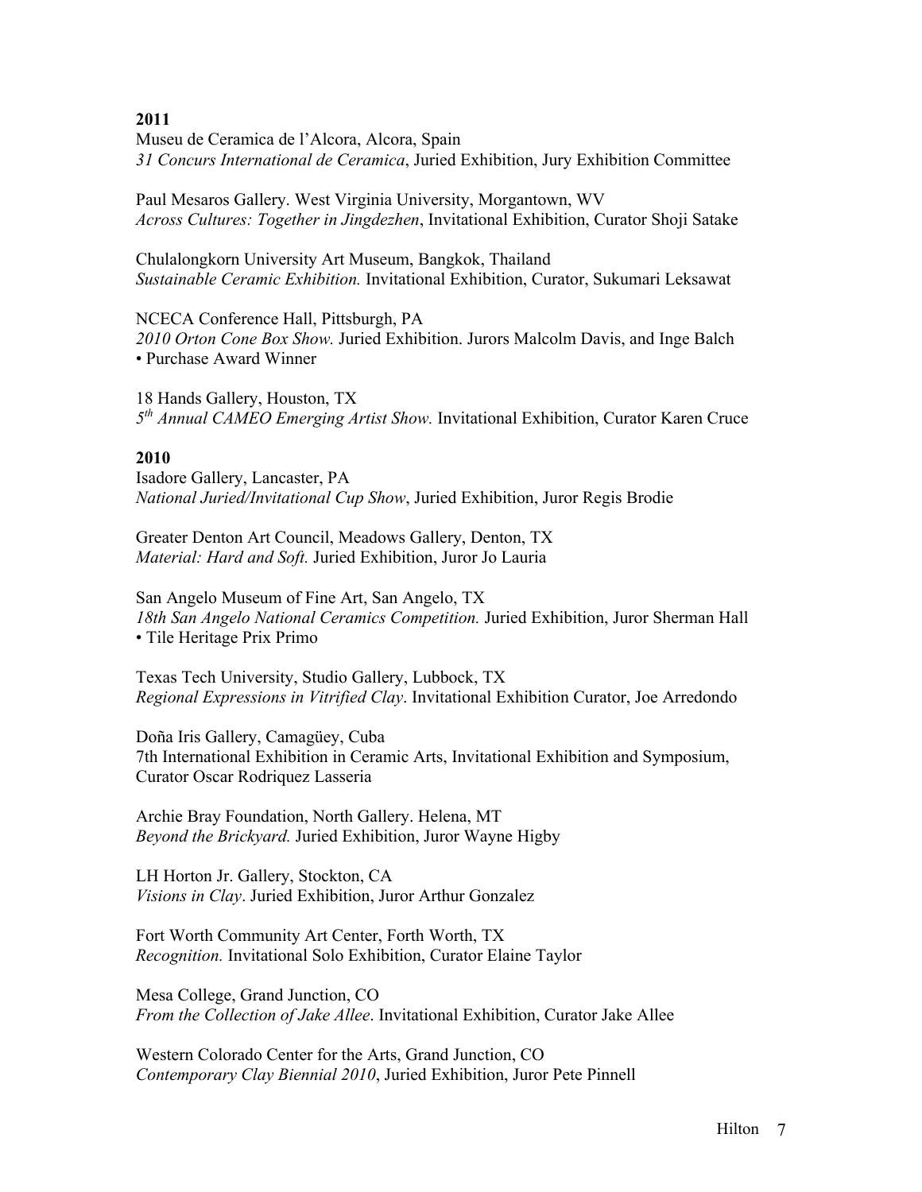**2011**
Museu de Ceramica de l'Alcora, Alcora, Spain
*31 Concurs International de Ceramica*, Juried Exhibition, Jury Exhibition Committee

Paul Mesaros Gallery. West Virginia University, Morgantown, WV
*Across Cultures: Together in Jingdezhen*, Invitational Exhibition, Curator Shoji Satake

Chulalongkorn University Art Museum, Bangkok, Thailand
*Sustainable Ceramic Exhibition.* Invitational Exhibition, Curator, Sukumari Leksawat

NCECA Conference Hall, Pittsburgh, PA
*2010 Orton Cone Box Show.* Juried Exhibition. Jurors Malcolm Davis, and Inge Balch
• Purchase Award Winner

18 Hands Gallery, Houston, TX
*5th Annual CAMEO Emerging Artist Show.* Invitational Exhibition, Curator Karen Cruce

**2010**
Isadore Gallery, Lancaster, PA
*National Juried/Invitational Cup Show*, Juried Exhibition, Juror Regis Brodie

Greater Denton Art Council, Meadows Gallery, Denton, TX
*Material: Hard and Soft.* Juried Exhibition, Juror Jo Lauria

San Angelo Museum of Fine Art, San Angelo, TX
*18th San Angelo National Ceramics Competition.* Juried Exhibition, Juror Sherman Hall
• Tile Heritage Prix Primo

Texas Tech University, Studio Gallery, Lubbock, TX
*Regional Expressions in Vitrified Clay*. Invitational Exhibition Curator, Joe Arredondo

Doña Iris Gallery, Camagüey, Cuba
7th International Exhibition in Ceramic Arts, Invitational Exhibition and Symposium, Curator Oscar Rodriquez Lasseria

Archie Bray Foundation, North Gallery. Helena, MT
*Beyond the Brickyard.* Juried Exhibition, Juror Wayne Higby

LH Horton Jr. Gallery, Stockton, CA
*Visions in Clay*. Juried Exhibition, Juror Arthur Gonzalez

Fort Worth Community Art Center, Forth Worth, TX
*Recognition.* Invitational Solo Exhibition, Curator Elaine Taylor

Mesa College, Grand Junction, CO
*From the Collection of Jake Allee*. Invitational Exhibition, Curator Jake Allee

Western Colorado Center for the Arts, Grand Junction, CO
*Contemporary Clay Biennial 2010*, Juried Exhibition, Juror Pete Pinnell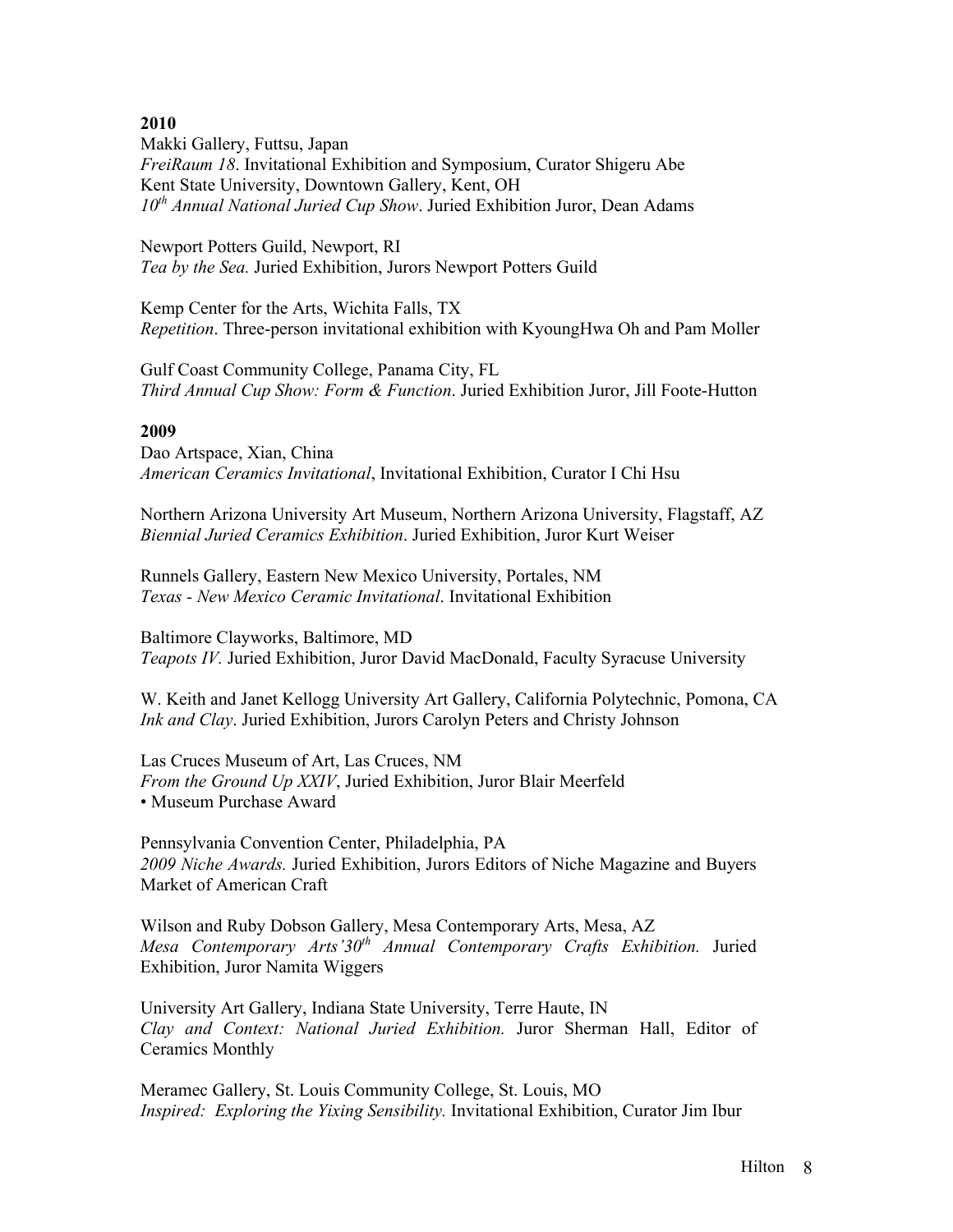**2010**

Makki Gallery, Futtsu, Japan
*FreiRaum 18*. Invitational Exhibition and Symposium, Curator Shigeru Abe
Kent State University, Downtown Gallery, Kent, OH
*10th Annual National Juried Cup Show*. Juried Exhibition Juror, Dean Adams

Newport Potters Guild, Newport, RI
*Tea by the Sea.* Juried Exhibition, Jurors Newport Potters Guild

Kemp Center for the Arts, Wichita Falls, TX
*Repetition*. Three-person invitational exhibition with KyoungHwa Oh and Pam Moller

Gulf Coast Community College, Panama City, FL
*Third Annual Cup Show: Form & Function*. Juried Exhibition Juror, Jill Foote-Hutton

**2009**

Dao Artspace, Xian, China
*American Ceramics Invitational*, Invitational Exhibition, Curator I Chi Hsu

Northern Arizona University Art Museum, Northern Arizona University, Flagstaff, AZ
*Biennial Juried Ceramics Exhibition*. Juried Exhibition, Juror Kurt Weiser

Runnels Gallery, Eastern New Mexico University, Portales, NM
*Texas - New Mexico Ceramic Invitational*. Invitational Exhibition

Baltimore Clayworks, Baltimore, MD
*Teapots IV.* Juried Exhibition, Juror David MacDonald, Faculty Syracuse University

W. Keith and Janet Kellogg University Art Gallery, California Polytechnic, Pomona, CA
*Ink and Clay*. Juried Exhibition, Jurors Carolyn Peters and Christy Johnson

Las Cruces Museum of Art, Las Cruces, NM
*From the Ground Up XXIV*, Juried Exhibition, Juror Blair Meerfeld
• Museum Purchase Award

Pennsylvania Convention Center, Philadelphia, PA
*2009 Niche Awards.* Juried Exhibition, Jurors Editors of Niche Magazine and Buyers Market of American Craft

Wilson and Ruby Dobson Gallery, Mesa Contemporary Arts, Mesa, AZ
*Mesa Contemporary Arts'30th Annual Contemporary Crafts Exhibition.* Juried Exhibition, Juror Namita Wiggers

University Art Gallery, Indiana State University, Terre Haute, IN
*Clay and Context: National Juried Exhibition.* Juror Sherman Hall, Editor of Ceramics Monthly

Meramec Gallery, St. Louis Community College, St. Louis, MO
*Inspired: Exploring the Yixing Sensibility.* Invitational Exhibition, Curator Jim Ibur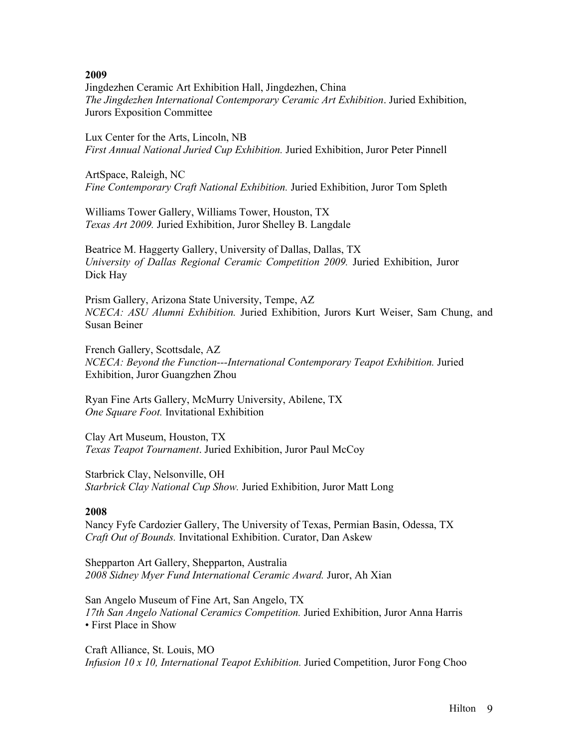**2009**

Jingdezhen Ceramic Art Exhibition Hall, Jingdezhen, China
*The Jingdezhen International Contemporary Ceramic Art Exhibition*. Juried Exhibition, Jurors Exposition Committee

Lux Center for the Arts, Lincoln, NB
*First Annual National Juried Cup Exhibition.* Juried Exhibition, Juror Peter Pinnell

ArtSpace, Raleigh, NC
*Fine Contemporary Craft National Exhibition.* Juried Exhibition, Juror Tom Spleth

Williams Tower Gallery, Williams Tower, Houston, TX
*Texas Art 2009.* Juried Exhibition, Juror Shelley B. Langdale

Beatrice M. Haggerty Gallery, University of Dallas, Dallas, TX
*University of Dallas Regional Ceramic Competition 2009.* Juried Exhibition, Juror Dick Hay

Prism Gallery, Arizona State University, Tempe, AZ
*NCECA: ASU Alumni Exhibition.* Juried Exhibition, Jurors Kurt Weiser, Sam Chung, and Susan Beiner

French Gallery, Scottsdale, AZ
*NCECA: Beyond the Function---International Contemporary Teapot Exhibition.* Juried Exhibition, Juror Guangzhen Zhou

Ryan Fine Arts Gallery, McMurry University, Abilene, TX
*One Square Foot.* Invitational Exhibition

Clay Art Museum, Houston, TX
*Texas Teapot Tournament*. Juried Exhibition, Juror Paul McCoy

Starbrick Clay, Nelsonville, OH
*Starbrick Clay National Cup Show.* Juried Exhibition, Juror Matt Long

**2008**

Nancy Fyfe Cardozier Gallery, The University of Texas, Permian Basin, Odessa, TX
*Craft Out of Bounds.* Invitational Exhibition. Curator, Dan Askew

Shepparton Art Gallery, Shepparton, Australia
*2008 Sidney Myer Fund International Ceramic Award.* Juror, Ah Xian

San Angelo Museum of Fine Art, San Angelo, TX
*17th San Angelo National Ceramics Competition.* Juried Exhibition, Juror Anna Harris
- First Place in Show

Craft Alliance, St. Louis, MO
*Infusion 10 x 10, International Teapot Exhibition.* Juried Competition, Juror Fong Choo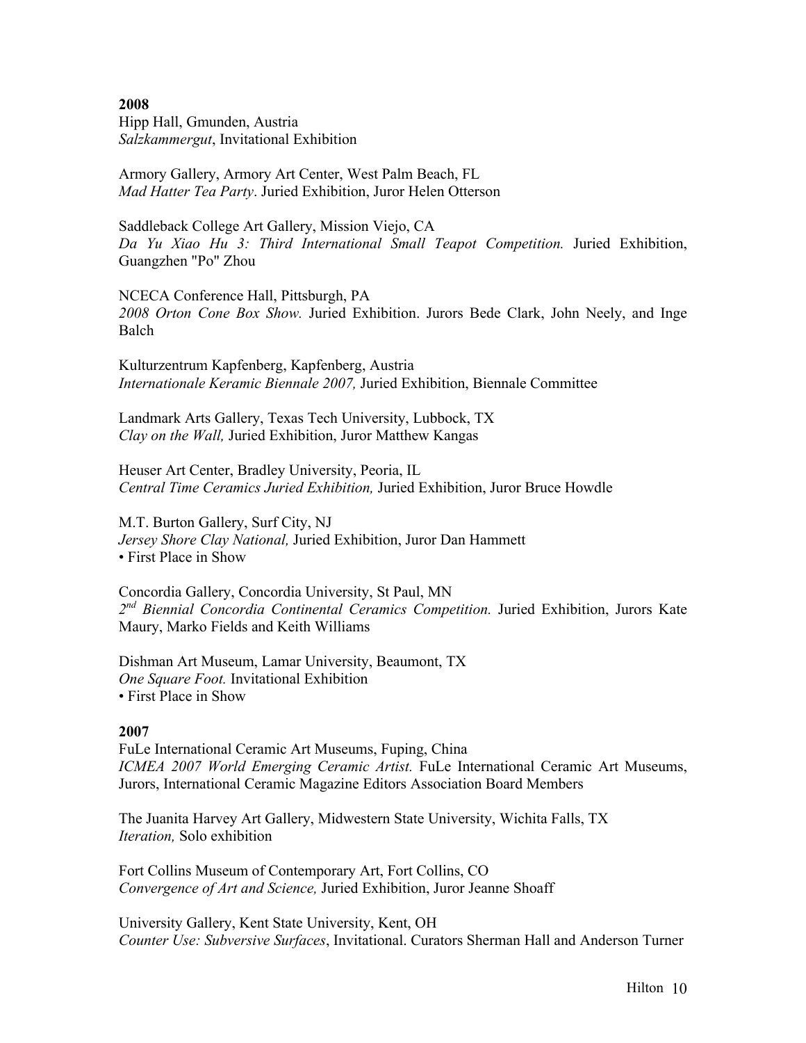**2008**

Hipp Hall, Gmunden, Austria
*Salzkammergut*, Invitational Exhibition

Armory Gallery, Armory Art Center, West Palm Beach, FL
*Mad Hatter Tea Party*. Juried Exhibition, Juror Helen Otterson

Saddleback College Art Gallery, Mission Viejo, CA
*Da Yu Xiao Hu 3: Third International Small Teapot Competition.* Juried Exhibition, Guangzhen "Po" Zhou

NCECA Conference Hall, Pittsburgh, PA
*2008 Orton Cone Box Show.* Juried Exhibition. Jurors Bede Clark, John Neely, and Inge Balch

Kulturzentrum Kapfenberg, Kapfenberg, Austria
*Internationale Keramic Biennale 2007,* Juried Exhibition, Biennale Committee

Landmark Arts Gallery, Texas Tech University, Lubbock, TX
*Clay on the Wall,* Juried Exhibition, Juror Matthew Kangas

Heuser Art Center, Bradley University, Peoria, IL
*Central Time Ceramics Juried Exhibition,* Juried Exhibition, Juror Bruce Howdle

M.T. Burton Gallery, Surf City, NJ
*Jersey Shore Clay National,* Juried Exhibition, Juror Dan Hammett
• First Place in Show

Concordia Gallery, Concordia University, St Paul, MN
*2nd Biennial Concordia Continental Ceramics Competition.* Juried Exhibition, Jurors Kate Maury, Marko Fields and Keith Williams

Dishman Art Museum, Lamar University, Beaumont, TX
*One Square Foot.* Invitational Exhibition
• First Place in Show

**2007**

FuLe International Ceramic Art Museums, Fuping, China
*ICMEA 2007 World Emerging Ceramic Artist.* FuLe International Ceramic Art Museums, Jurors, International Ceramic Magazine Editors Association Board Members

The Juanita Harvey Art Gallery, Midwestern State University, Wichita Falls, TX
*Iteration,* Solo exhibition

Fort Collins Museum of Contemporary Art, Fort Collins, CO
*Convergence of Art and Science,* Juried Exhibition, Juror Jeanne Shoaff

University Gallery, Kent State University, Kent, OH
*Counter Use: Subversive Surfaces*, Invitational. Curators Sherman Hall and Anderson Turner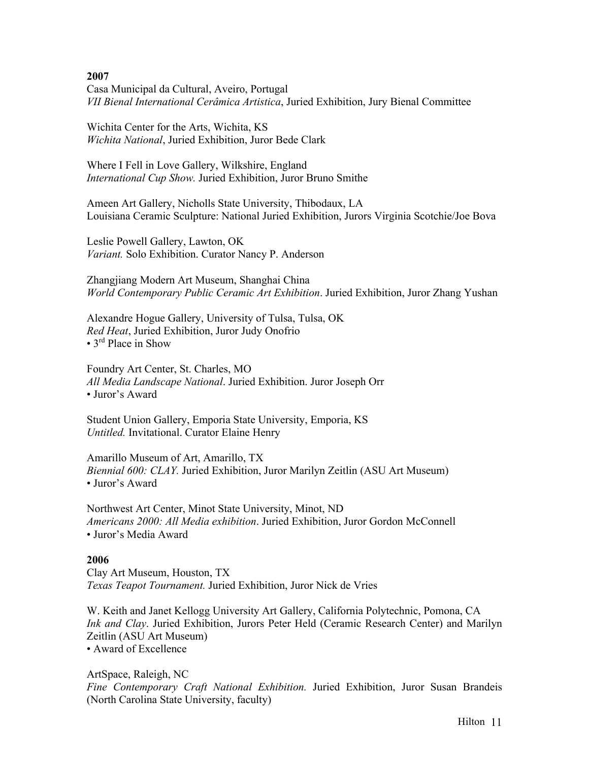**2007**
Casa Municipal da Cultural, Aveiro, Portugal
*VII Bienal International Cerâmica Artistica*, Juried Exhibition, Jury Bienal Committee

Wichita Center for the Arts, Wichita, KS
*Wichita National*, Juried Exhibition, Juror Bede Clark

Where I Fell in Love Gallery, Wilkshire, England
*International Cup Show.* Juried Exhibition, Juror Bruno Smithe

Ameen Art Gallery, Nicholls State University, Thibodaux, LA
Louisiana Ceramic Sculpture: National Juried Exhibition, Jurors Virginia Scotchie/Joe Bova

Leslie Powell Gallery, Lawton, OK
*Variant.* Solo Exhibition. Curator Nancy P. Anderson

Zhangjiang Modern Art Museum, Shanghai China
*World Contemporary Public Ceramic Art Exhibition*. Juried Exhibition, Juror Zhang Yushan

Alexandre Hogue Gallery, University of Tulsa, Tulsa, OK
*Red Heat*, Juried Exhibition, Juror Judy Onofrio
• 3rd Place in Show

Foundry Art Center, St. Charles, MO
*All Media Landscape National*. Juried Exhibition. Juror Joseph Orr
• Juror's Award

Student Union Gallery, Emporia State University, Emporia, KS
*Untitled.* Invitational. Curator Elaine Henry

Amarillo Museum of Art, Amarillo, TX
*Biennial 600: CLAY.* Juried Exhibition, Juror Marilyn Zeitlin (ASU Art Museum)
• Juror's Award

Northwest Art Center, Minot State University, Minot, ND
*Americans 2000: All Media exhibition*. Juried Exhibition, Juror Gordon McConnell
• Juror's Media Award

**2006**
Clay Art Museum, Houston, TX
*Texas Teapot Tournament.* Juried Exhibition, Juror Nick de Vries

W. Keith and Janet Kellogg University Art Gallery, California Polytechnic, Pomona, CA
*Ink and Clay*. Juried Exhibition, Jurors Peter Held (Ceramic Research Center) and Marilyn Zeitlin (ASU Art Museum)
• Award of Excellence

ArtSpace, Raleigh, NC
*Fine Contemporary Craft National Exhibition.* Juried Exhibition, Juror Susan Brandeis (North Carolina State University, faculty)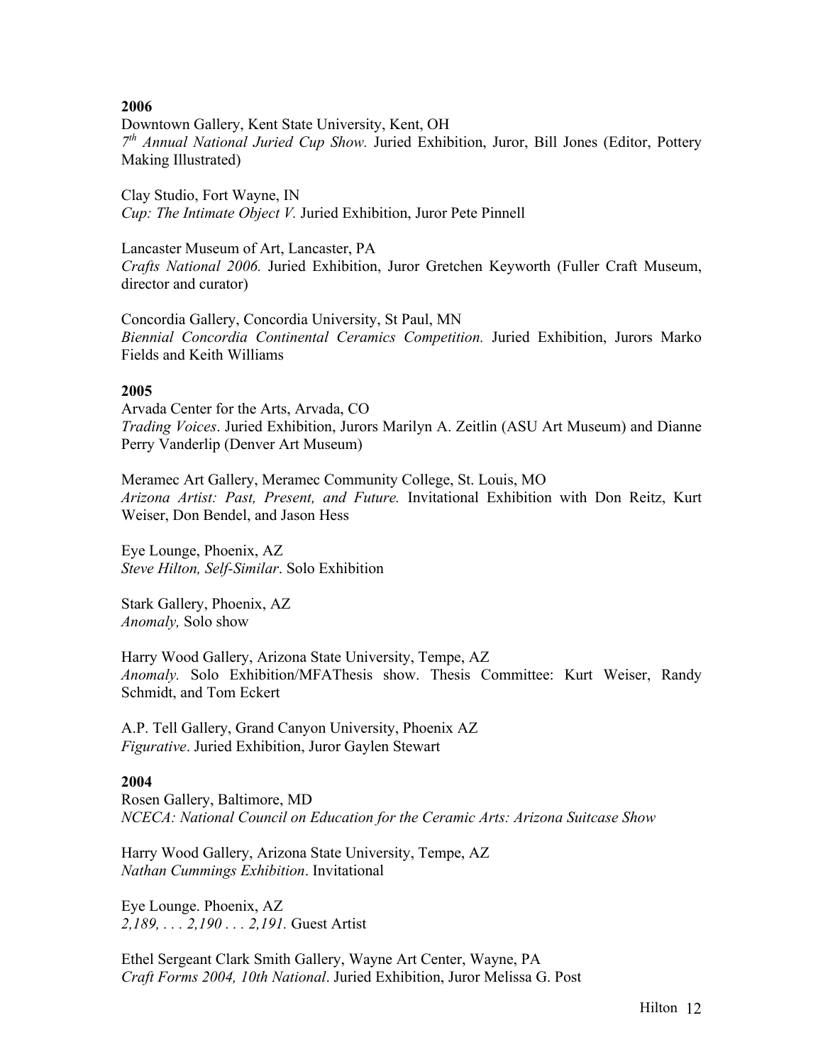**2006**

Downtown Gallery, Kent State University, Kent, OH
*7th Annual National Juried Cup Show.* Juried Exhibition, Juror, Bill Jones (Editor, Pottery Making Illustrated)

Clay Studio, Fort Wayne, IN
*Cup: The Intimate Object V.* Juried Exhibition, Juror Pete Pinnell

Lancaster Museum of Art, Lancaster, PA
*Crafts National 2006.* Juried Exhibition, Juror Gretchen Keyworth (Fuller Craft Museum, director and curator)

Concordia Gallery, Concordia University, St Paul, MN
*Biennial Concordia Continental Ceramics Competition.* Juried Exhibition, Jurors Marko Fields and Keith Williams

**2005**

Arvada Center for the Arts, Arvada, CO
*Trading Voices*. Juried Exhibition, Jurors Marilyn A. Zeitlin (ASU Art Museum) and Dianne Perry Vanderlip (Denver Art Museum)

Meramec Art Gallery, Meramec Community College, St. Louis, MO
*Arizona Artist: Past, Present, and Future.* Invitational Exhibition with Don Reitz, Kurt Weiser, Don Bendel, and Jason Hess

Eye Lounge, Phoenix, AZ
*Steve Hilton, Self-Similar*. Solo Exhibition

Stark Gallery, Phoenix, AZ
*Anomaly,* Solo show

Harry Wood Gallery, Arizona State University, Tempe, AZ
*Anomaly.* Solo Exhibition/MFAThesis show. Thesis Committee: Kurt Weiser, Randy Schmidt, and Tom Eckert

A.P. Tell Gallery, Grand Canyon University, Phoenix AZ
*Figurative*. Juried Exhibition, Juror Gaylen Stewart

**2004**

Rosen Gallery, Baltimore, MD
*NCECA: National Council on Education for the Ceramic Arts: Arizona Suitcase Show*

Harry Wood Gallery, Arizona State University, Tempe, AZ
*Nathan Cummings Exhibition*. Invitational

Eye Lounge. Phoenix, AZ
*2,189, . . . 2,190 . . . 2,191.* Guest Artist

Ethel Sergeant Clark Smith Gallery, Wayne Art Center, Wayne, PA
*Craft Forms 2004, 10th National*. Juried Exhibition, Juror Melissa G. Post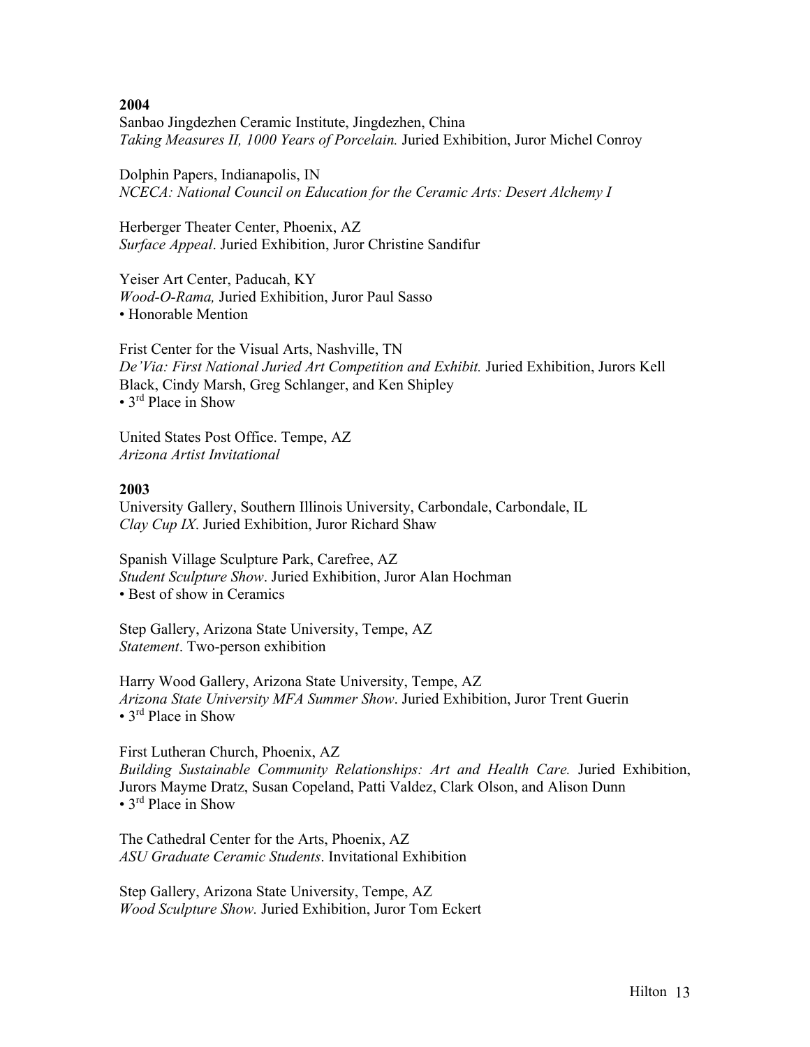**2004**

Sanbao Jingdezhen Ceramic Institute, Jingdezhen, China
*Taking Measures II, 1000 Years of Porcelain.* Juried Exhibition, Juror Michel Conroy

Dolphin Papers, Indianapolis, IN
*NCECA: National Council on Education for the Ceramic Arts: Desert Alchemy I*

Herberger Theater Center, Phoenix, AZ
*Surface Appeal*. Juried Exhibition, Juror Christine Sandifur

Yeiser Art Center, Paducah, KY
*Wood-O-Rama,* Juried Exhibition, Juror Paul Sasso
• Honorable Mention

Frist Center for the Visual Arts, Nashville, TN
*De'Via: First National Juried Art Competition and Exhibit.* Juried Exhibition, Jurors Kell Black, Cindy Marsh, Greg Schlanger, and Ken Shipley
• 3rd Place in Show

United States Post Office. Tempe, AZ
*Arizona Artist Invitational*

**2003**

University Gallery, Southern Illinois University, Carbondale, Carbondale, IL
*Clay Cup IX*. Juried Exhibition, Juror Richard Shaw

Spanish Village Sculpture Park, Carefree, AZ
*Student Sculpture Show*. Juried Exhibition, Juror Alan Hochman
• Best of show in Ceramics

Step Gallery, Arizona State University, Tempe, AZ
*Statement*. Two-person exhibition

Harry Wood Gallery, Arizona State University, Tempe, AZ
*Arizona State University MFA Summer Show*. Juried Exhibition, Juror Trent Guerin
• 3rd Place in Show

First Lutheran Church, Phoenix, AZ
*Building Sustainable Community Relationships: Art and Health Care.* Juried Exhibition, Jurors Mayme Dratz, Susan Copeland, Patti Valdez, Clark Olson, and Alison Dunn
• 3rd Place in Show

The Cathedral Center for the Arts, Phoenix, AZ
*ASU Graduate Ceramic Students*. Invitational Exhibition

Step Gallery, Arizona State University, Tempe, AZ
*Wood Sculpture Show.* Juried Exhibition, Juror Tom Eckert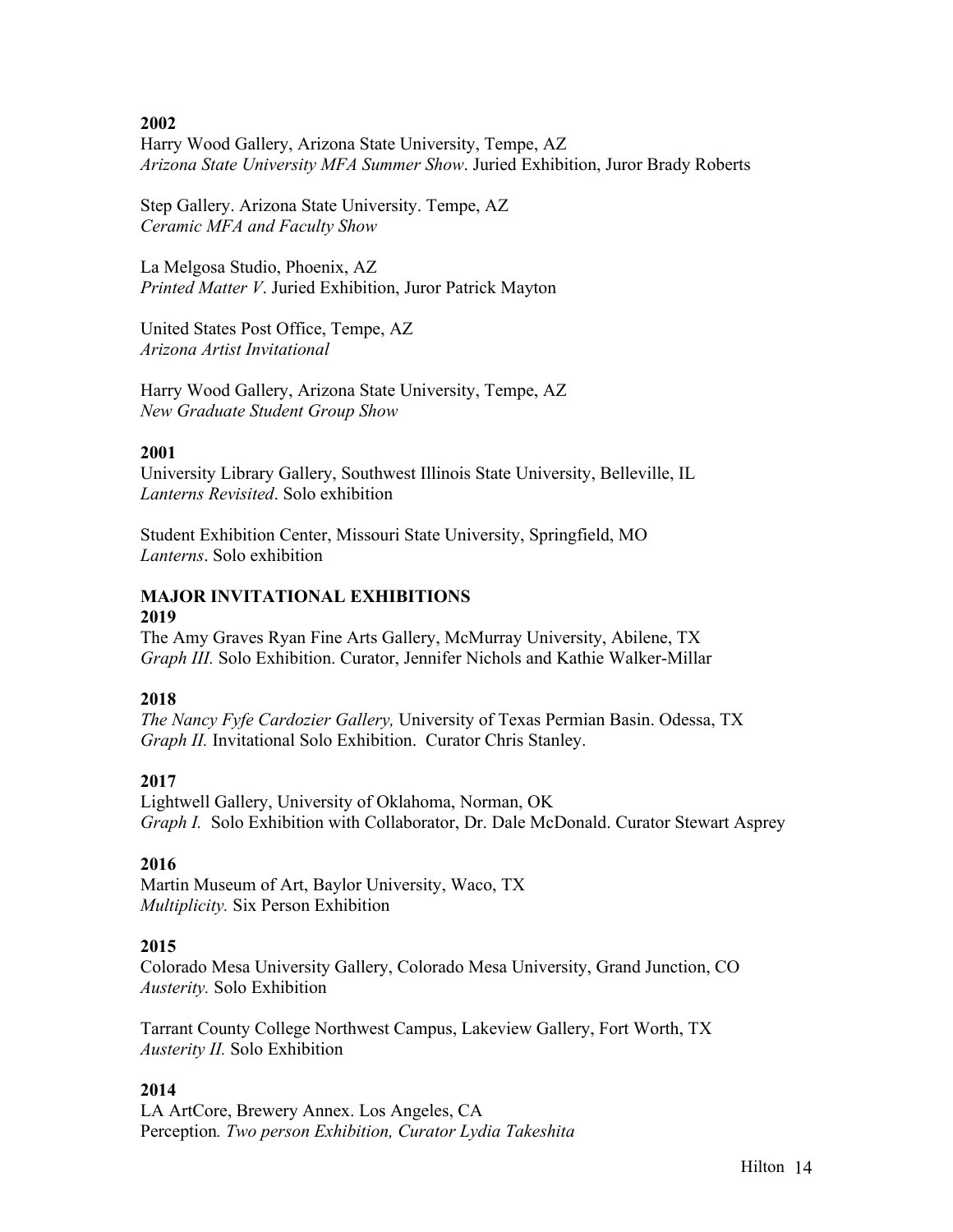**2002**
Harry Wood Gallery, Arizona State University, Tempe, AZ
*Arizona State University MFA Summer Show*. Juried Exhibition, Juror Brady Roberts

Step Gallery. Arizona State University. Tempe, AZ
*Ceramic MFA and Faculty Show*

La Melgosa Studio, Phoenix, AZ
*Printed Matter V*. Juried Exhibition, Juror Patrick Mayton

United States Post Office, Tempe, AZ
*Arizona Artist Invitational*

Harry Wood Gallery, Arizona State University, Tempe, AZ
*New Graduate Student Group Show*

**2001**
University Library Gallery, Southwest Illinois State University, Belleville, IL
*Lanterns Revisited*. Solo exhibition

Student Exhibition Center, Missouri State University, Springfield, MO
*Lanterns*. Solo exhibition

**MAJOR INVITATIONAL EXHIBITIONS**

**2019**
The Amy Graves Ryan Fine Arts Gallery, McMurray University, Abilene, TX
*Graph III.* Solo Exhibition. Curator, Jennifer Nichols and Kathie Walker-Millar

**2018**
*The Nancy Fyfe Cardozier Gallery,* University of Texas Permian Basin. Odessa, TX
*Graph II.* Invitational Solo Exhibition. Curator Chris Stanley.

**2017**
Lightwell Gallery, University of Oklahoma, Norman, OK
*Graph I.* Solo Exhibition with Collaborator, Dr. Dale McDonald. Curator Stewart Asprey

**2016**
Martin Museum of Art, Baylor University, Waco, TX
*Multiplicity.* Six Person Exhibition

**2015**
Colorado Mesa University Gallery, Colorado Mesa University, Grand Junction, CO
*Austerity.* Solo Exhibition

Tarrant County College Northwest Campus, Lakeview Gallery, Fort Worth, TX
*Austerity II.* Solo Exhibition

**2014**
LA ArtCore, Brewery Annex. Los Angeles, CA
Perception*. Two person Exhibition, Curator Lydia Takeshita*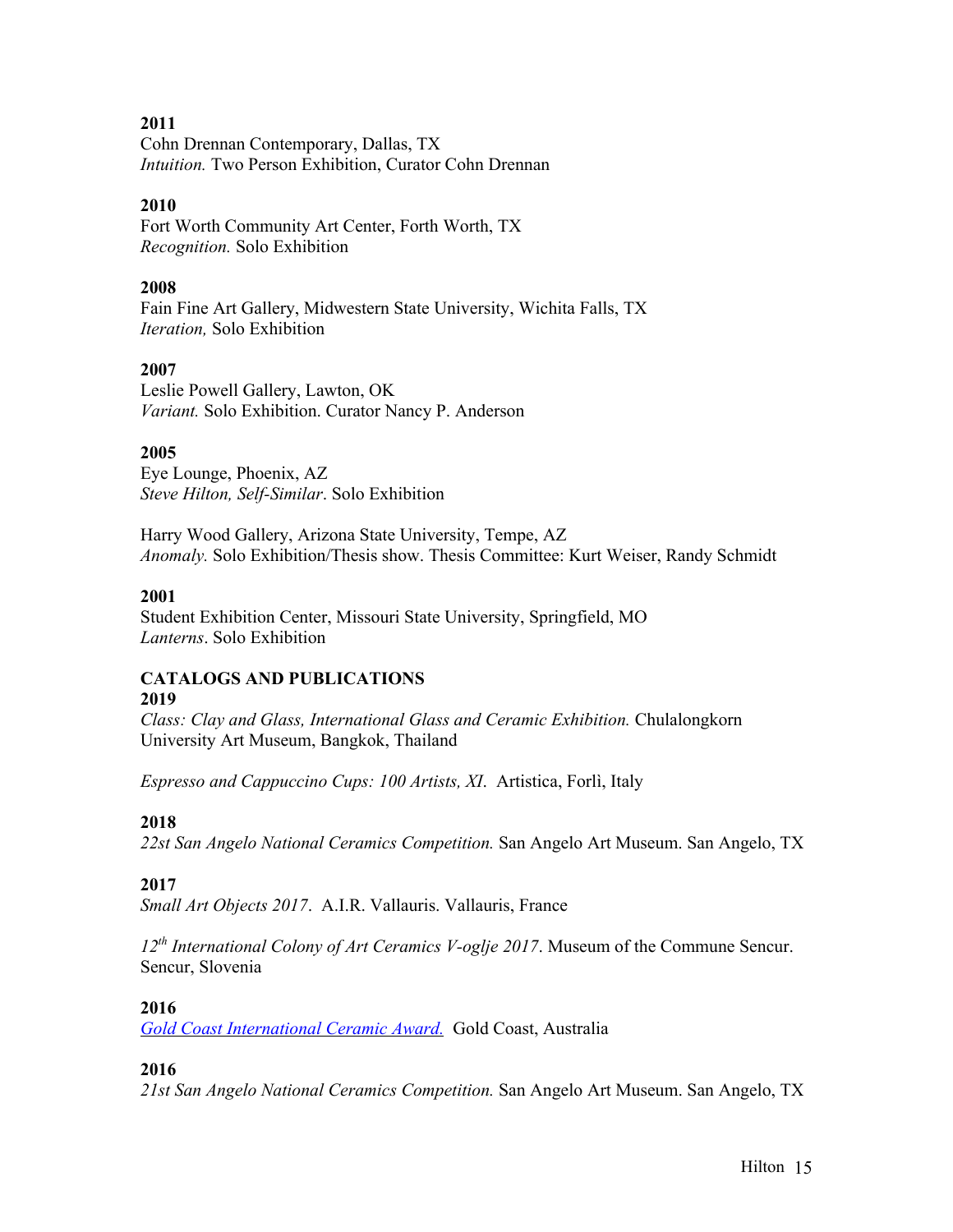**2011**
Cohn Drennan Contemporary, Dallas, TX
*Intuition.* Two Person Exhibition, Curator Cohn Drennan

**2010**
Fort Worth Community Art Center, Forth Worth, TX
*Recognition.* Solo Exhibition

**2008**
Fain Fine Art Gallery, Midwestern State University, Wichita Falls, TX
*Iteration,* Solo Exhibition

**2007**
Leslie Powell Gallery, Lawton, OK
*Variant.* Solo Exhibition. Curator Nancy P. Anderson

**2005**
Eye Lounge, Phoenix, AZ
*Steve Hilton, Self-Similar*. Solo Exhibition

Harry Wood Gallery, Arizona State University, Tempe, AZ
*Anomaly.* Solo Exhibition/Thesis show. Thesis Committee: Kurt Weiser, Randy Schmidt

**2001**
Student Exhibition Center, Missouri State University, Springfield, MO
*Lanterns*. Solo Exhibition

**CATALOGS AND PUBLICATIONS**

**2019**
*Class: Clay and Glass, International Glass and Ceramic Exhibition.* Chulalongkorn University Art Museum, Bangkok, Thailand

*Espresso and Cappuccino Cups: 100 Artists, XI.* Artistica, Forlì, Italy

**2018**
*22st San Angelo National Ceramics Competition.* San Angelo Art Museum. San Angelo, TX

**2017**
*Small Art Objects 2017*. A.I.R. Vallauris. Vallauris, France

*12th International Colony of Art Ceramics V-oglje 2017*. Museum of the Commune Sencur. Sencur, Slovenia

**2016**
*Gold Coast International Ceramic Award.* Gold Coast, Australia

**2016**
*21st San Angelo National Ceramics Competition.* San Angelo Art Museum. San Angelo, TX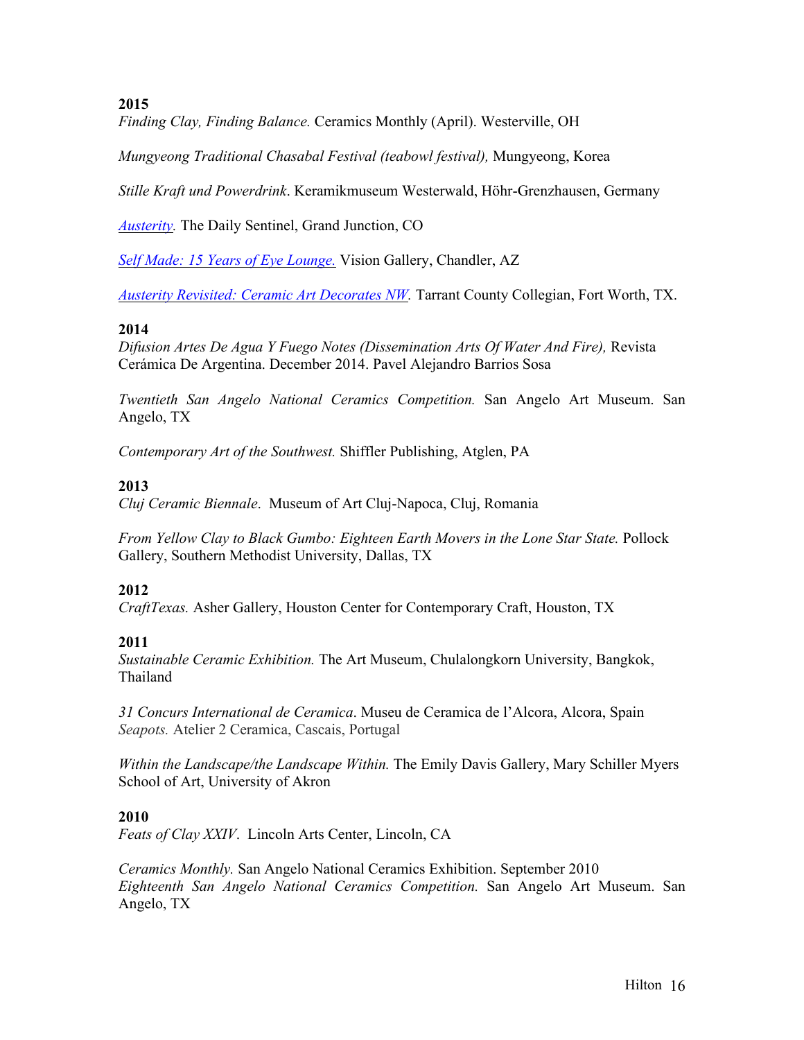**2015**

*Finding Clay, Finding Balance.* Ceramics Monthly (April). Westerville, OH

*Mungyeong Traditional Chasabal Festival (teabowl festival),* Mungyeong, Korea

*Stille Kraft und Powerdrink*. Keramikmuseum Westerwald, Höhr-Grenzhausen, Germany

*Austerity.* The Daily Sentinel, Grand Junction, CO

*Self Made: 15 Years of Eye Lounge.* Vision Gallery, Chandler, AZ

*Austerity Revisited: Ceramic Art Decorates NW.* Tarrant County Collegian, Fort Worth, TX.

**2014**

*Difusion Artes De Agua Y Fuego Notes (Dissemination Arts Of Water And Fire),* Revista Cerámica De Argentina. December 2014. Pavel Alejandro Barrios Sosa

*Twentieth San Angelo National Ceramics Competition.* San Angelo Art Museum. San Angelo, TX

*Contemporary Art of the Southwest.* Shiffler Publishing, Atglen, PA

**2013**

*Cluj Ceramic Biennale*. Museum of Art Cluj-Napoca, Cluj, Romania

*From Yellow Clay to Black Gumbo: Eighteen Earth Movers in the Lone Star State.* Pollock Gallery, Southern Methodist University, Dallas, TX

**2012**

*CraftTexas.* Asher Gallery, Houston Center for Contemporary Craft, Houston, TX

**2011**

*Sustainable Ceramic Exhibition.* The Art Museum, Chulalongkorn University, Bangkok, Thailand

*31 Concurs International de Ceramica*. Museu de Ceramica de l'Alcora, Alcora, Spain
*Seapots.* Atelier 2 Ceramica, Cascais, Portugal

*Within the Landscape/the Landscape Within.* The Emily Davis Gallery, Mary Schiller Myers School of Art, University of Akron

**2010**

*Feats of Clay XXIV*. Lincoln Arts Center, Lincoln, CA

*Ceramics Monthly.* San Angelo National Ceramics Exhibition. September 2010
*Eighteenth San Angelo National Ceramics Competition.* San Angelo Art Museum. San Angelo, TX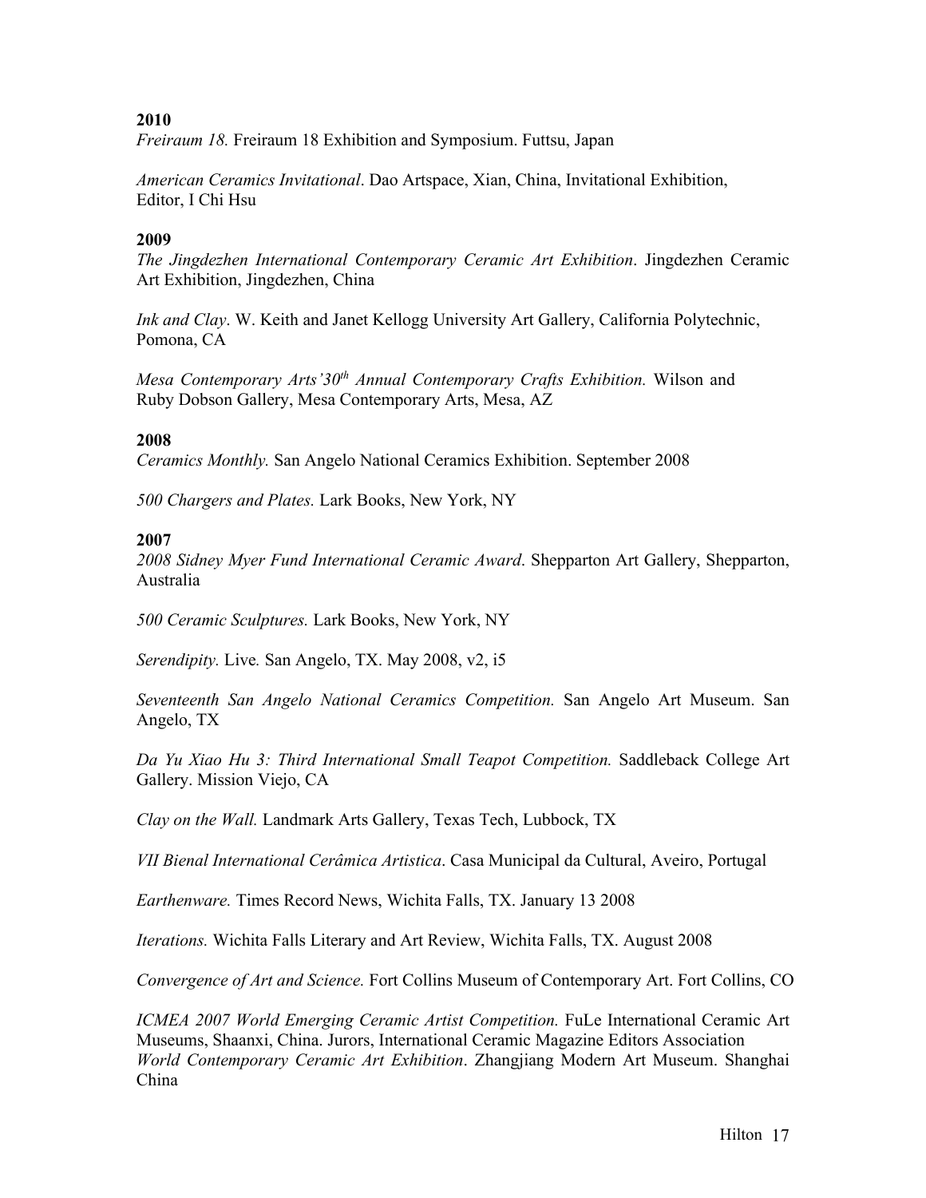**2010**

*Freiraum 18.* Freiraum 18 Exhibition and Symposium. Futtsu, Japan

*American Ceramics Invitational*. Dao Artspace, Xian, China, Invitational Exhibition, Editor, I Chi Hsu

**2009**

*The Jingdezhen International Contemporary Ceramic Art Exhibition*. Jingdezhen Ceramic Art Exhibition, Jingdezhen, China

*Ink and Clay*. W. Keith and Janet Kellogg University Art Gallery, California Polytechnic, Pomona, CA

*Mesa Contemporary Arts'30th Annual Contemporary Crafts Exhibition.* Wilson and Ruby Dobson Gallery, Mesa Contemporary Arts, Mesa, AZ

**2008**

*Ceramics Monthly.* San Angelo National Ceramics Exhibition. September 2008

*500 Chargers and Plates.* Lark Books, New York, NY

**2007**

*2008 Sidney Myer Fund International Ceramic Award*. Shepparton Art Gallery, Shepparton, Australia

*500 Ceramic Sculptures.* Lark Books, New York, NY

*Serendipity.* Live*.* San Angelo, TX. May 2008, v2, i5

*Seventeenth San Angelo National Ceramics Competition.* San Angelo Art Museum. San Angelo, TX

*Da Yu Xiao Hu 3: Third International Small Teapot Competition.* Saddleback College Art Gallery. Mission Viejo, CA

*Clay on the Wall.* Landmark Arts Gallery, Texas Tech, Lubbock, TX

*VII Bienal International Cerâmica Artistica*. Casa Municipal da Cultural, Aveiro, Portugal

*Earthenware.* Times Record News, Wichita Falls, TX. January 13 2008

*Iterations.* Wichita Falls Literary and Art Review, Wichita Falls, TX. August 2008

*Convergence of Art and Science.* Fort Collins Museum of Contemporary Art. Fort Collins, CO

*ICMEA 2007 World Emerging Ceramic Artist Competition.* FuLe International Ceramic Art Museums, Shaanxi, China. Jurors, International Ceramic Magazine Editors Association
*World Contemporary Ceramic Art Exhibition*. Zhangjiang Modern Art Museum. Shanghai China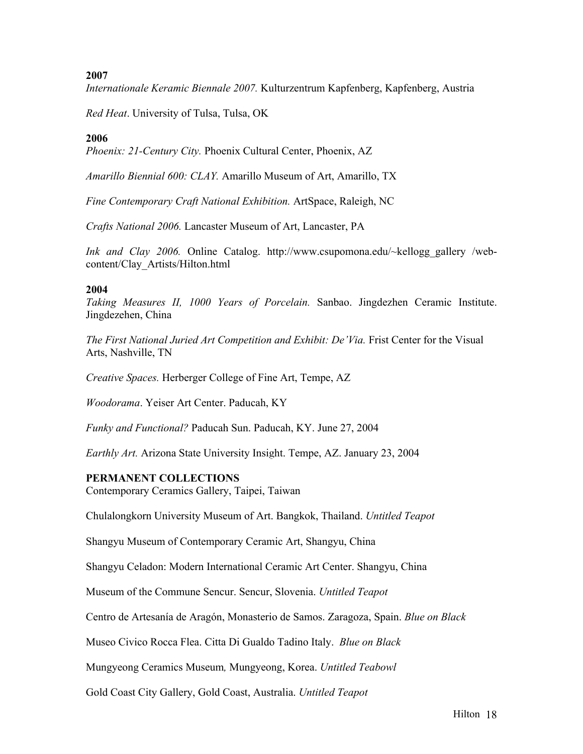**2007**

*Internationale Keramic Biennale 2007.* Kulturzentrum Kapfenberg, Kapfenberg, Austria

*Red Heat*. University of Tulsa, Tulsa, OK

**2006**

*Phoenix: 21-Century City.* Phoenix Cultural Center, Phoenix, AZ

*Amarillo Biennial 600: CLAY.* Amarillo Museum of Art, Amarillo, TX

*Fine Contemporary Craft National Exhibition.* ArtSpace, Raleigh, NC

*Crafts National 2006.* Lancaster Museum of Art, Lancaster, PA

*Ink and Clay 2006.* Online Catalog. http://www.csupomona.edu/~kellogg_gallery /web-content/Clay_Artists/Hilton.html

**2004**

*Taking Measures II, 1000 Years of Porcelain.* Sanbao. Jingdezhen Ceramic Institute. Jingdezehen, China

*The First National Juried Art Competition and Exhibit: De'Via.* Frist Center for the Visual Arts, Nashville, TN

*Creative Spaces.* Herberger College of Fine Art, Tempe, AZ

*Woodorama*. Yeiser Art Center. Paducah, KY

*Funky and Functional?* Paducah Sun. Paducah, KY. June 27, 2004

*Earthly Art.* Arizona State University Insight. Tempe, AZ. January 23, 2004

**PERMANENT COLLECTIONS**

Contemporary Ceramics Gallery, Taipei, Taiwan

Chulalongkorn University Museum of Art. Bangkok, Thailand. *Untitled Teapot*

Shangyu Museum of Contemporary Ceramic Art, Shangyu, China

Shangyu Celadon: Modern International Ceramic Art Center. Shangyu, China

Museum of the Commune Sencur. Sencur, Slovenia. *Untitled Teapot*

Centro de Artesanía de Aragón, Monasterio de Samos. Zaragoza, Spain. *Blue on Black*

Museo Civico Rocca Flea. Citta Di Gualdo Tadino Italy. *Blue on Black*

Mungyeong Ceramics Museum*,* Mungyeong, Korea. *Untitled Teabowl*

Gold Coast City Gallery, Gold Coast, Australia. *Untitled Teapot*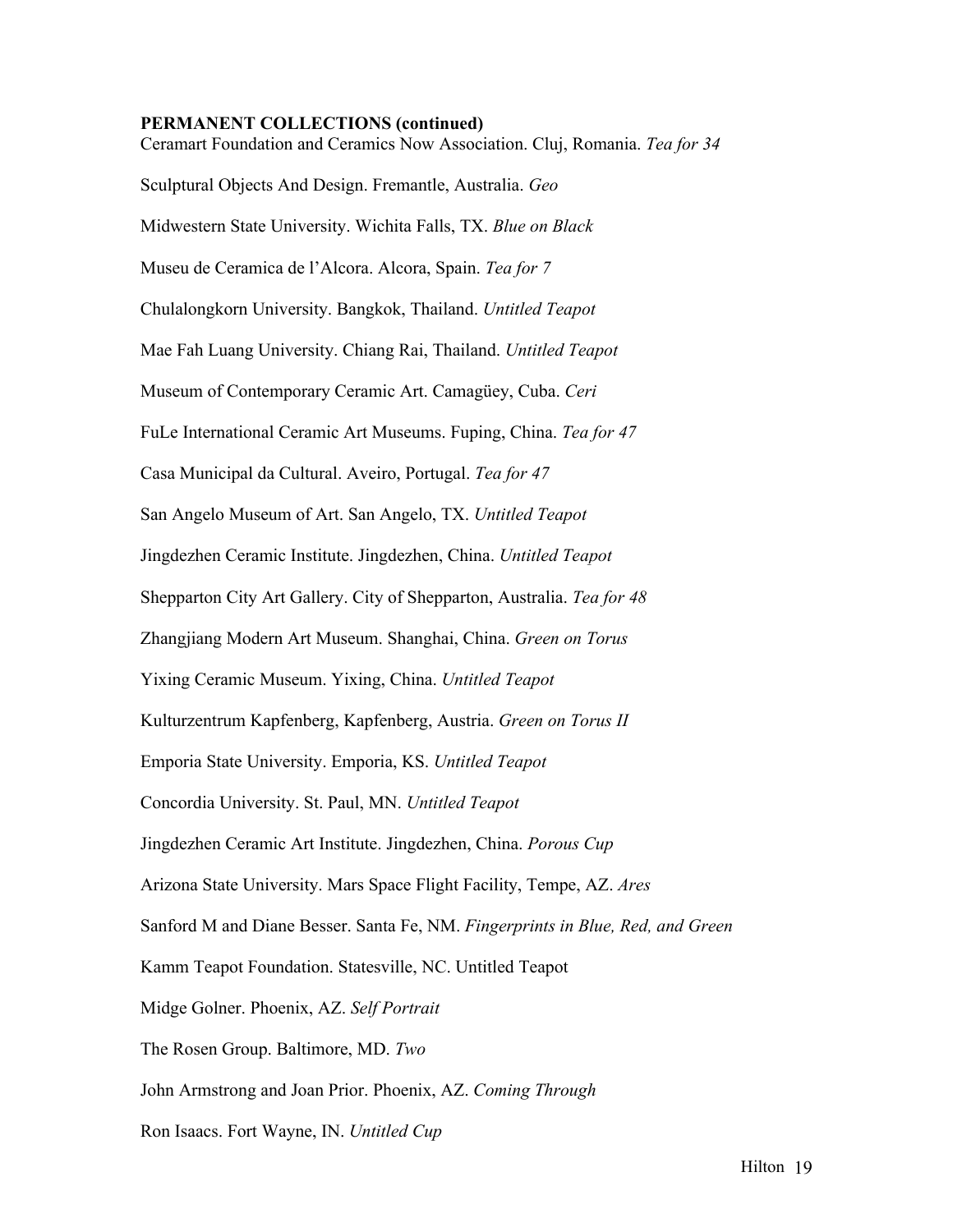**PERMANENT COLLECTIONS (continued)**

Ceramart Foundation and Ceramics Now Association. Cluj, Romania. *Tea for 34*

Sculptural Objects And Design. Fremantle, Australia. *Geo*

Midwestern State University. Wichita Falls, TX. *Blue on Black*

Museu de Ceramica de l'Alcora. Alcora, Spain. *Tea for 7*

Chulalongkorn University. Bangkok, Thailand. *Untitled Teapot*

Mae Fah Luang University. Chiang Rai, Thailand. *Untitled Teapot*

Museum of Contemporary Ceramic Art. Camagüey, Cuba. *Ceri*

FuLe International Ceramic Art Museums. Fuping, China. *Tea for 47*

Casa Municipal da Cultural. Aveiro, Portugal. *Tea for 47*

San Angelo Museum of Art. San Angelo, TX. *Untitled Teapot*

Jingdezhen Ceramic Institute. Jingdezhen, China. *Untitled Teapot*

Shepparton City Art Gallery. City of Shepparton, Australia. *Tea for 48*

Zhangjiang Modern Art Museum. Shanghai, China. *Green on Torus*

Yixing Ceramic Museum. Yixing, China. *Untitled Teapot*

Kulturzentrum Kapfenberg, Kapfenberg, Austria. *Green on Torus II*

Emporia State University. Emporia, KS. *Untitled Teapot*

Concordia University. St. Paul, MN. *Untitled Teapot*

Jingdezhen Ceramic Art Institute. Jingdezhen, China. *Porous Cup*

Arizona State University. Mars Space Flight Facility, Tempe, AZ. *Ares*

Sanford M and Diane Besser. Santa Fe, NM. *Fingerprints in Blue, Red, and Green*

Kamm Teapot Foundation. Statesville, NC. Untitled Teapot

Midge Golner. Phoenix, AZ. *Self Portrait*

The Rosen Group. Baltimore, MD. *Two*

John Armstrong and Joan Prior. Phoenix, AZ. *Coming Through*

Ron Isaacs. Fort Wayne, IN. *Untitled Cup*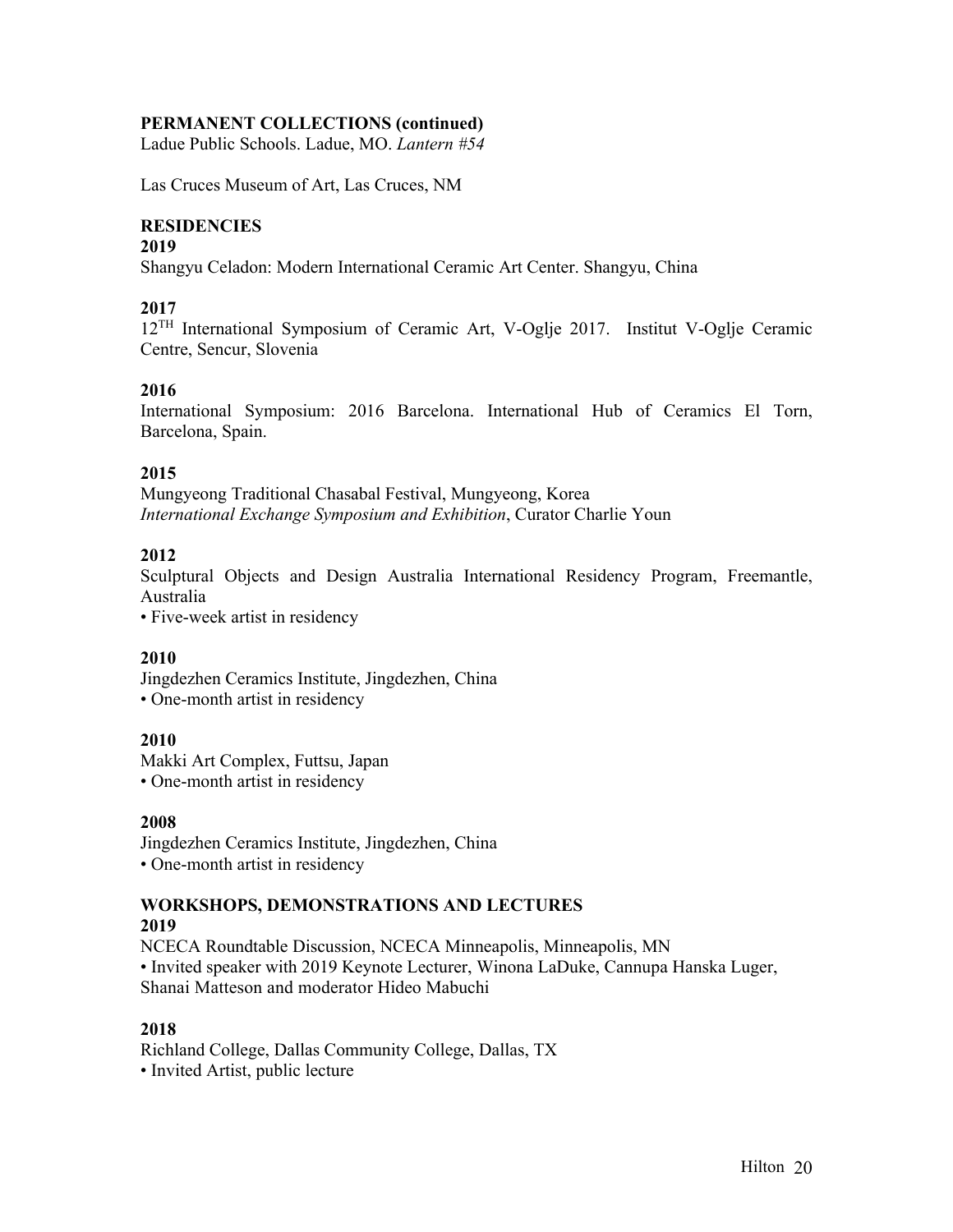**PERMANENT COLLECTIONS (continued)**

Ladue Public Schools. Ladue, MO. *Lantern #54*

Las Cruces Museum of Art, Las Cruces, NM

**RESIDENCIES**

**2019**

Shangyu Celadon: Modern International Ceramic Art Center. Shangyu, China

**2017**

12[TH] International Symposium of Ceramic Art, V-Oglje 2017. Institut V-Oglje Ceramic Centre, Sencur, Slovenia

**2016**

International Symposium: 2016 Barcelona. International Hub of Ceramics El Torn, Barcelona, Spain.

**2015**

Mungyeong Traditional Chasabal Festival, Mungyeong, Korea
*International Exchange Symposium and Exhibition*, Curator Charlie Youn

**2012**

Sculptural Objects and Design Australia International Residency Program, Freemantle, Australia

- Five-week artist in residency

**2010**

Jingdezhen Ceramics Institute, Jingdezhen, China

- One-month artist in residency

**2010**

Makki Art Complex, Futtsu, Japan

- One-month artist in residency

**2008**

Jingdezhen Ceramics Institute, Jingdezhen, China

- One-month artist in residency

**WORKSHOPS, DEMONSTRATIONS AND LECTURES**

**2019**

NCECA Roundtable Discussion, NCECA Minneapolis, Minneapolis, MN

- Invited speaker with 2019 Keynote Lecturer, Winona LaDuke, Cannupa Hanska Luger, Shanai Matteson and moderator Hideo Mabuchi

**2018**

Richland College, Dallas Community College, Dallas, TX

- Invited Artist, public lecture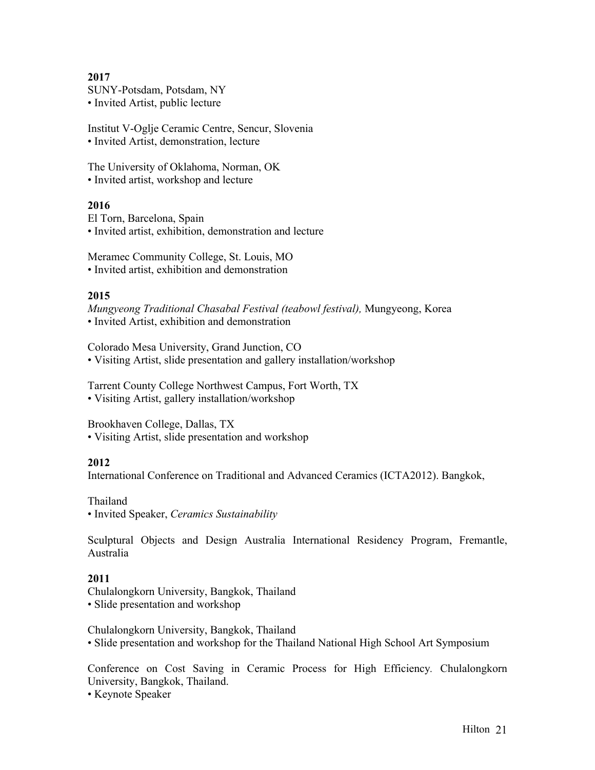**2017**

SUNY-Potsdam, Potsdam, NY
• Invited Artist, public lecture

Institut V-Oglje Ceramic Centre, Sencur, Slovenia
• Invited Artist, demonstration, lecture

The University of Oklahoma, Norman, OK
• Invited artist, workshop and lecture

**2016**

El Torn, Barcelona, Spain
• Invited artist, exhibition, demonstration and lecture

Meramec Community College, St. Louis, MO
• Invited artist, exhibition and demonstration

**2015**

*Mungyeong Traditional Chasabal Festival (teabowl festival),* Mungyeong, Korea
• Invited Artist, exhibition and demonstration

Colorado Mesa University, Grand Junction, CO
• Visiting Artist, slide presentation and gallery installation/workshop

Tarrent County College Northwest Campus, Fort Worth, TX
• Visiting Artist, gallery installation/workshop

Brookhaven College, Dallas, TX
• Visiting Artist, slide presentation and workshop

**2012**

International Conference on Traditional and Advanced Ceramics (ICTA2012). Bangkok,

Thailand
• Invited Speaker, *Ceramics Sustainability*

Sculptural Objects and Design Australia International Residency Program, Fremantle, Australia

**2011**

Chulalongkorn University, Bangkok, Thailand
• Slide presentation and workshop

Chulalongkorn University, Bangkok, Thailand
• Slide presentation and workshop for the Thailand National High School Art Symposium

Conference on Cost Saving in Ceramic Process for High Efficiency. Chulalongkorn University, Bangkok, Thailand.
• Keynote Speaker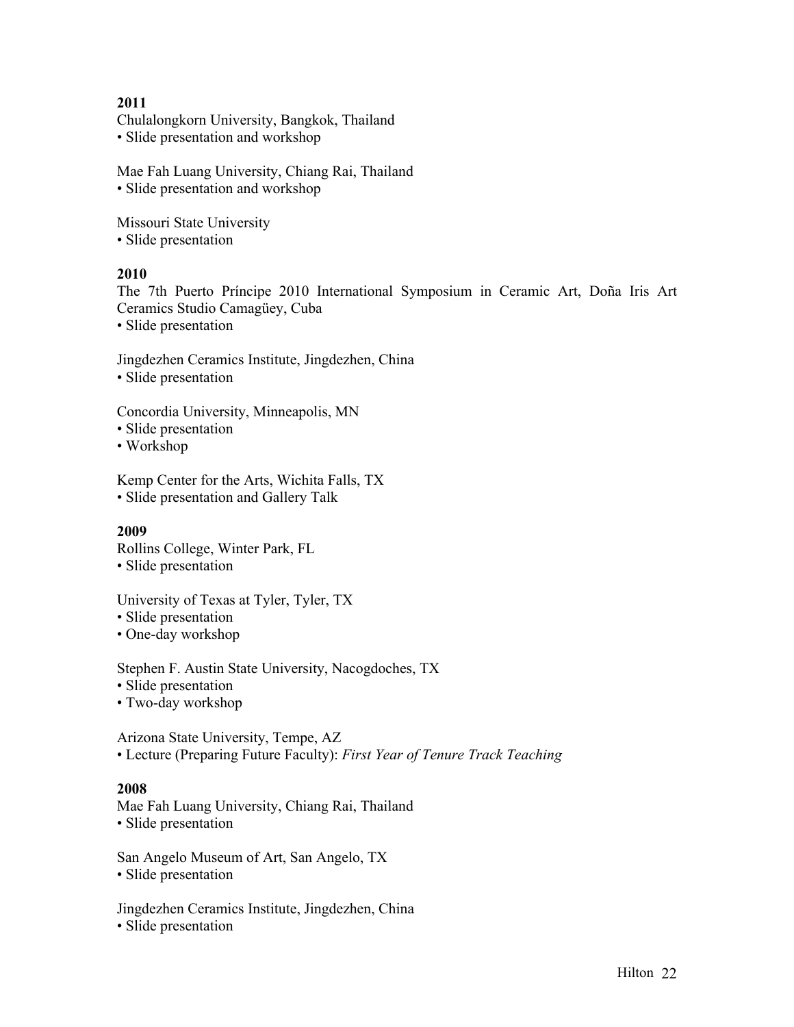**2011**

Chulalongkorn University, Bangkok, Thailand
• Slide presentation and workshop

Mae Fah Luang University, Chiang Rai, Thailand
• Slide presentation and workshop

Missouri State University
• Slide presentation

**2010**

The 7th Puerto Príncipe 2010 International Symposium in Ceramic Art, Doña Iris Art Ceramics Studio Camagüey, Cuba
• Slide presentation

Jingdezhen Ceramics Institute, Jingdezhen, China
• Slide presentation

Concordia University, Minneapolis, MN
• Slide presentation
• Workshop

Kemp Center for the Arts, Wichita Falls, TX
• Slide presentation and Gallery Talk

**2009**

Rollins College, Winter Park, FL
• Slide presentation

University of Texas at Tyler, Tyler, TX
• Slide presentation
• One-day workshop

Stephen F. Austin State University, Nacogdoches, TX
• Slide presentation
• Two-day workshop

Arizona State University, Tempe, AZ
• Lecture (Preparing Future Faculty): *First Year of Tenure Track Teaching*

**2008**

Mae Fah Luang University, Chiang Rai, Thailand
• Slide presentation

San Angelo Museum of Art, San Angelo, TX
• Slide presentation

Jingdezhen Ceramics Institute, Jingdezhen, China
• Slide presentation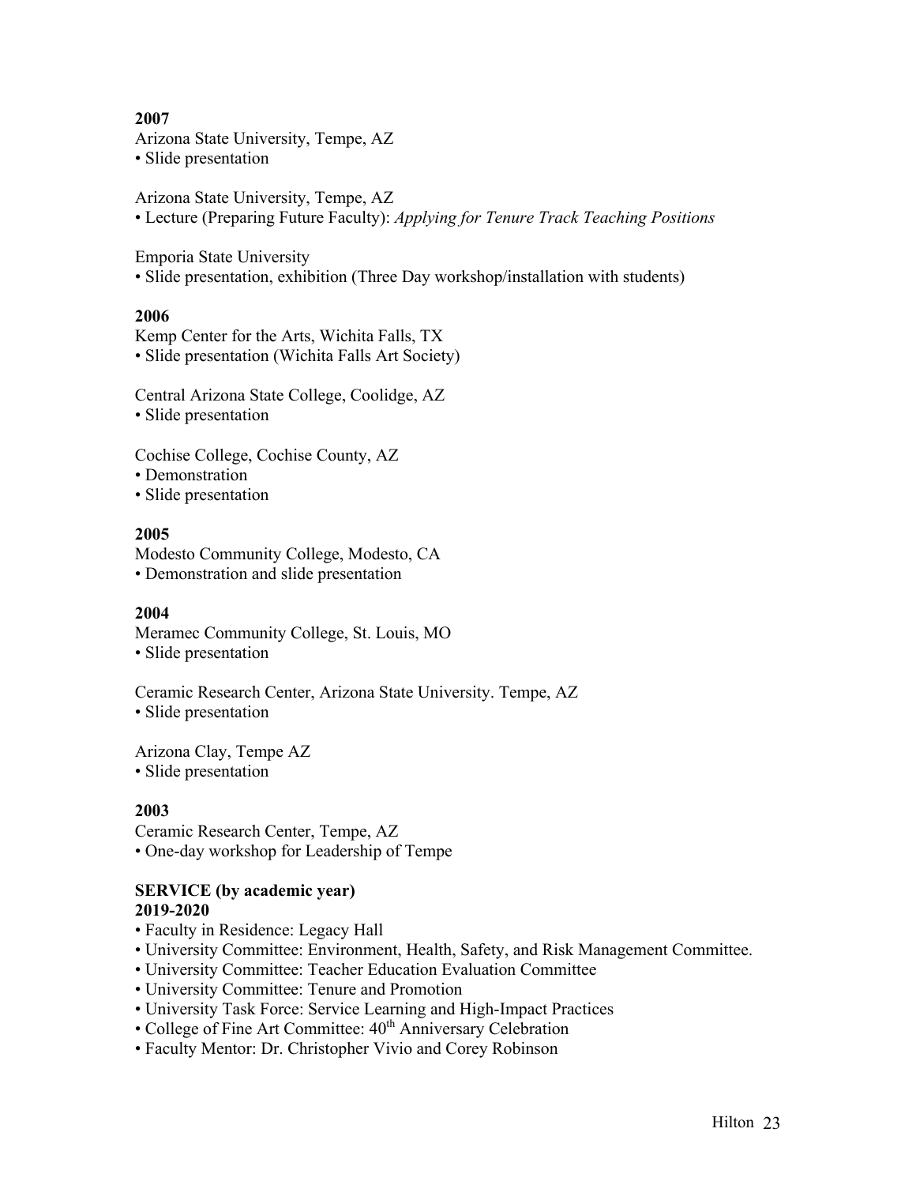**2007**

Arizona State University, Tempe, AZ

• Slide presentation

Arizona State University, Tempe, AZ

• Lecture (Preparing Future Faculty): *Applying for Tenure Track Teaching Positions*

Emporia State University

• Slide presentation, exhibition (Three Day workshop/installation with students)

**2006**

Kemp Center for the Arts, Wichita Falls, TX

• Slide presentation (Wichita Falls Art Society)

Central Arizona State College, Coolidge, AZ

• Slide presentation

Cochise College, Cochise County, AZ

• Demonstration
• Slide presentation

**2005**

Modesto Community College, Modesto, CA

• Demonstration and slide presentation

**2004**

Meramec Community College, St. Louis, MO

• Slide presentation

Ceramic Research Center, Arizona State University. Tempe, AZ

• Slide presentation

Arizona Clay, Tempe AZ

• Slide presentation

**2003**

Ceramic Research Center, Tempe, AZ

• One-day workshop for Leadership of Tempe

**SERVICE (by academic year)**

**2019-2020**

• Faculty in Residence: Legacy Hall
• University Committee: Environment, Health, Safety, and Risk Management Committee.
• University Committee: Teacher Education Evaluation Committee
• University Committee: Tenure and Promotion
• University Task Force: Service Learning and High-Impact Practices
• College of Fine Art Committee: 40th Anniversary Celebration
• Faculty Mentor: Dr. Christopher Vivio and Corey Robinson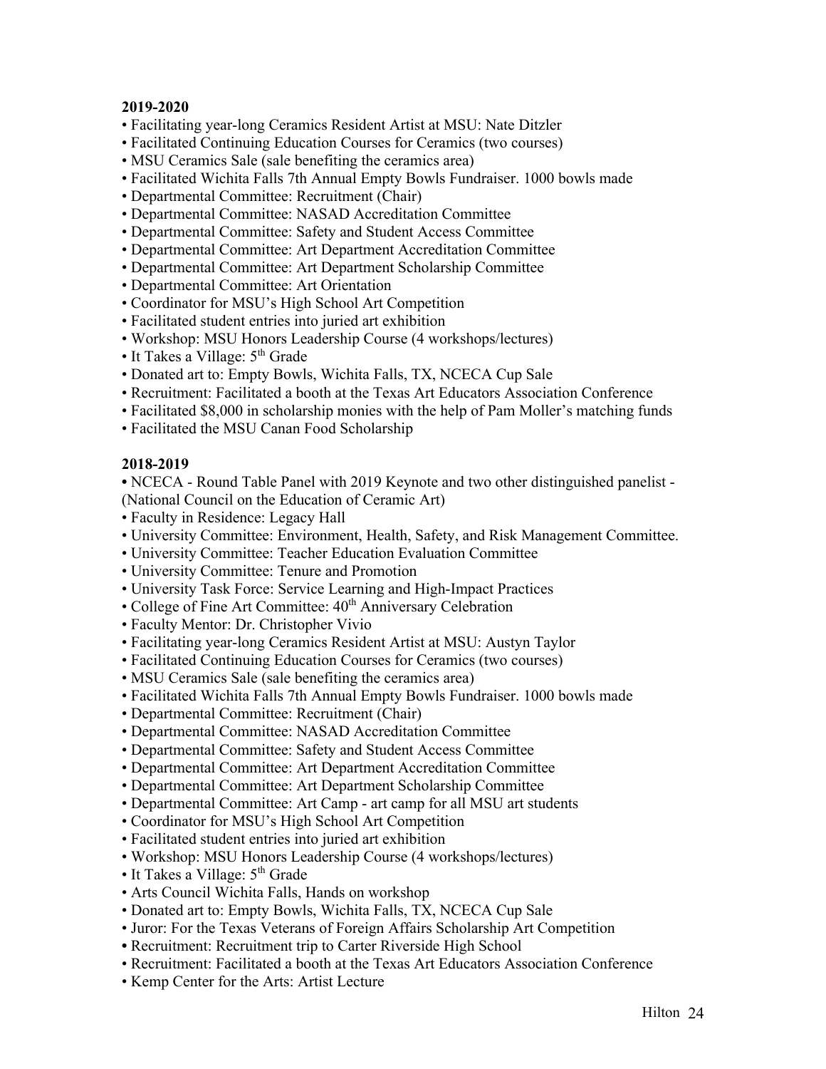**2019-2020**

- Facilitating year-long Ceramics Resident Artist at MSU: Nate Ditzler
- Facilitated Continuing Education Courses for Ceramics (two courses)
- MSU Ceramics Sale (sale benefiting the ceramics area)
- Facilitated Wichita Falls 7th Annual Empty Bowls Fundraiser. 1000 bowls made
- Departmental Committee: Recruitment (Chair)
- Departmental Committee: NASAD Accreditation Committee
- Departmental Committee: Safety and Student Access Committee
- Departmental Committee: Art Department Accreditation Committee
- Departmental Committee: Art Department Scholarship Committee
- Departmental Committee: Art Orientation
- Coordinator for MSU's High School Art Competition
- Facilitated student entries into juried art exhibition
- Workshop: MSU Honors Leadership Course (4 workshops/lectures)
- It Takes a Village: 5th Grade
- Donated art to: Empty Bowls, Wichita Falls, TX, NCECA Cup Sale
- Recruitment: Facilitated a booth at the Texas Art Educators Association Conference
- Facilitated $8,000 in scholarship monies with the help of Pam Moller's matching funds
- Facilitated the MSU Canan Food Scholarship

**2018-2019**

- NCECA - Round Table Panel with 2019 Keynote and two other distinguished panelist - (National Council on the Education of Ceramic Art)
- Faculty in Residence: Legacy Hall
- University Committee: Environment, Health, Safety, and Risk Management Committee.
- University Committee: Teacher Education Evaluation Committee
- University Committee: Tenure and Promotion
- University Task Force: Service Learning and High-Impact Practices
- College of Fine Art Committee: 40th Anniversary Celebration
- Faculty Mentor: Dr. Christopher Vivio
- Facilitating year-long Ceramics Resident Artist at MSU: Austyn Taylor
- Facilitated Continuing Education Courses for Ceramics (two courses)
- MSU Ceramics Sale (sale benefiting the ceramics area)
- Facilitated Wichita Falls 7th Annual Empty Bowls Fundraiser. 1000 bowls made
- Departmental Committee: Recruitment (Chair)
- Departmental Committee: NASAD Accreditation Committee
- Departmental Committee: Safety and Student Access Committee
- Departmental Committee: Art Department Accreditation Committee
- Departmental Committee: Art Department Scholarship Committee
- Departmental Committee: Art Camp - art camp for all MSU art students
- Coordinator for MSU's High School Art Competition
- Facilitated student entries into juried art exhibition
- Workshop: MSU Honors Leadership Course (4 workshops/lectures)
- It Takes a Village: 5th Grade
- Arts Council Wichita Falls, Hands on workshop
- Donated art to: Empty Bowls, Wichita Falls, TX, NCECA Cup Sale
- Juror: For the Texas Veterans of Foreign Affairs Scholarship Art Competition
- Recruitment: Recruitment trip to Carter Riverside High School
- Recruitment: Facilitated a booth at the Texas Art Educators Association Conference
- Kemp Center for the Arts: Artist Lecture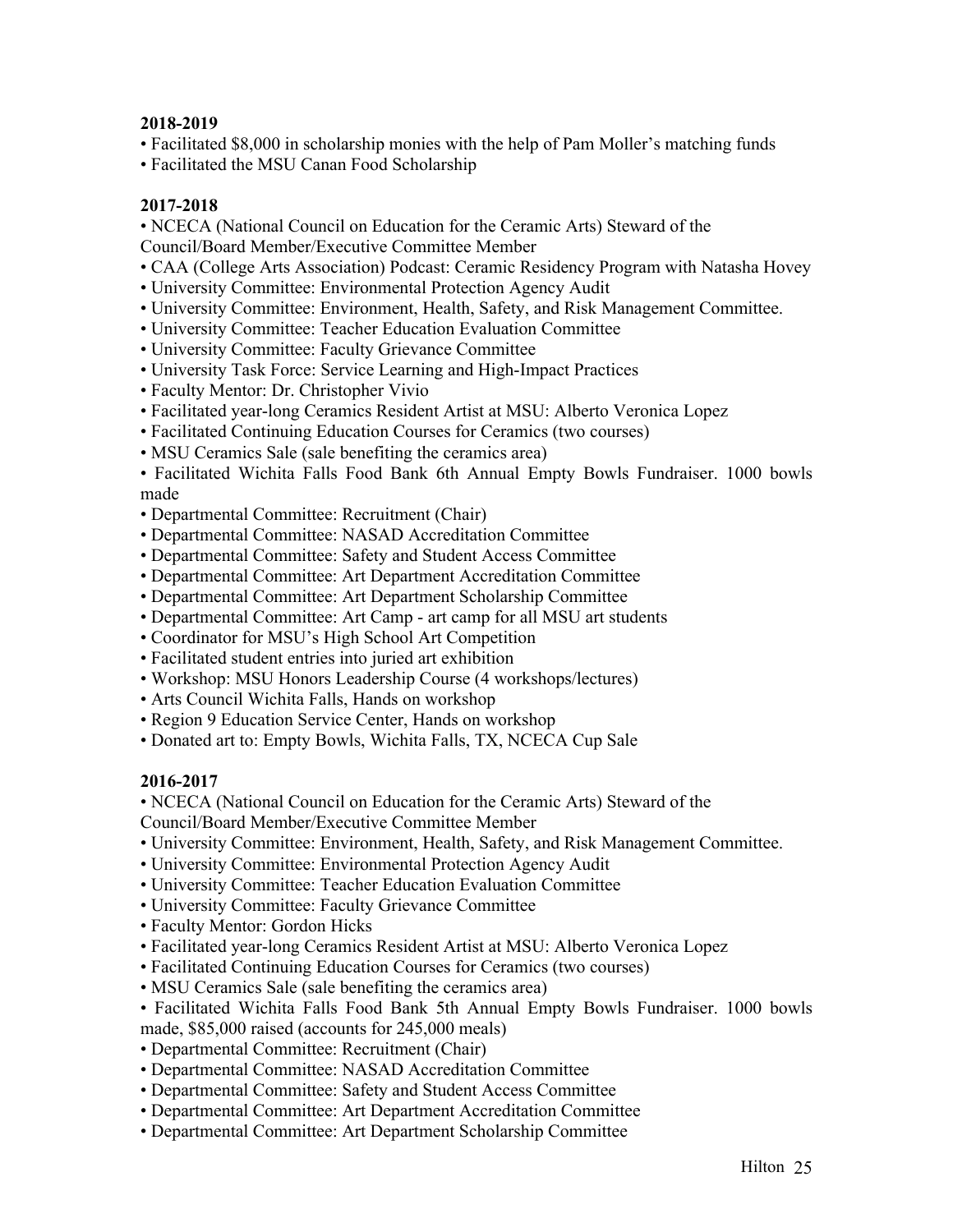**2018-2019**

- Facilitated $8,000 in scholarship monies with the help of Pam Moller's matching funds
- Facilitated the MSU Canan Food Scholarship

**2017-2018**

- NCECA (National Council on Education for the Ceramic Arts) Steward of the Council/Board Member/Executive Committee Member
- CAA (College Arts Association) Podcast: Ceramic Residency Program with Natasha Hovey
- University Committee: Environmental Protection Agency Audit
- University Committee: Environment, Health, Safety, and Risk Management Committee.
- University Committee: Teacher Education Evaluation Committee
- University Committee: Faculty Grievance Committee
- University Task Force: Service Learning and High-Impact Practices
- Faculty Mentor: Dr. Christopher Vivio
- Facilitated year-long Ceramics Resident Artist at MSU: Alberto Veronica Lopez
- Facilitated Continuing Education Courses for Ceramics (two courses)
- MSU Ceramics Sale (sale benefiting the ceramics area)
- Facilitated Wichita Falls Food Bank 6th Annual Empty Bowls Fundraiser. 1000 bowls made
- Departmental Committee: Recruitment (Chair)
- Departmental Committee: NASAD Accreditation Committee
- Departmental Committee: Safety and Student Access Committee
- Departmental Committee: Art Department Accreditation Committee
- Departmental Committee: Art Department Scholarship Committee
- Departmental Committee: Art Camp - art camp for all MSU art students
- Coordinator for MSU's High School Art Competition
- Facilitated student entries into juried art exhibition
- Workshop: MSU Honors Leadership Course (4 workshops/lectures)
- Arts Council Wichita Falls, Hands on workshop
- Region 9 Education Service Center, Hands on workshop
- Donated art to: Empty Bowls, Wichita Falls, TX, NCECA Cup Sale

**2016-2017**

- NCECA (National Council on Education for the Ceramic Arts) Steward of the Council/Board Member/Executive Committee Member
- University Committee: Environment, Health, Safety, and Risk Management Committee.
- University Committee: Environmental Protection Agency Audit
- University Committee: Teacher Education Evaluation Committee
- University Committee: Faculty Grievance Committee
- Faculty Mentor: Gordon Hicks
- Facilitated year-long Ceramics Resident Artist at MSU: Alberto Veronica Lopez
- Facilitated Continuing Education Courses for Ceramics (two courses)
- MSU Ceramics Sale (sale benefiting the ceramics area)
- Facilitated Wichita Falls Food Bank 5th Annual Empty Bowls Fundraiser. 1000 bowls made, $85,000 raised (accounts for 245,000 meals)
- Departmental Committee: Recruitment (Chair)
- Departmental Committee: NASAD Accreditation Committee
- Departmental Committee: Safety and Student Access Committee
- Departmental Committee: Art Department Accreditation Committee
- Departmental Committee: Art Department Scholarship Committee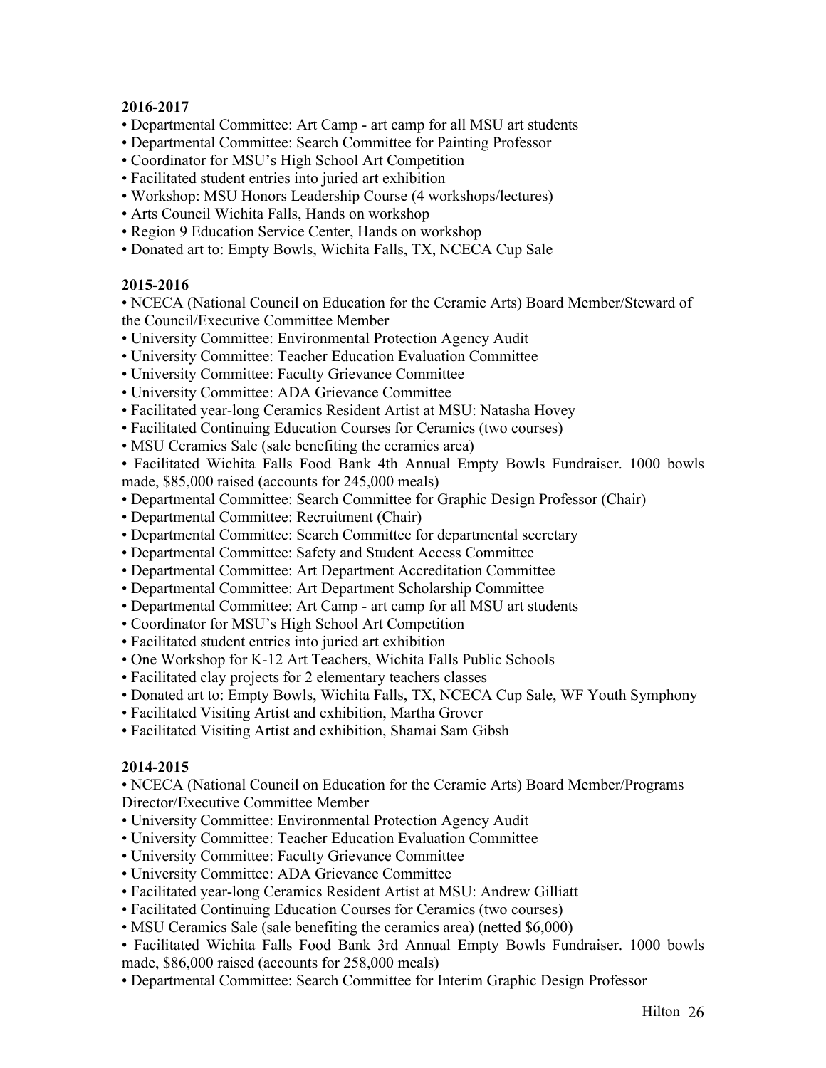**2016-2017**

- Departmental Committee: Art Camp - art camp for all MSU art students
- Departmental Committee: Search Committee for Painting Professor
- Coordinator for MSU's High School Art Competition
- Facilitated student entries into juried art exhibition
- Workshop: MSU Honors Leadership Course (4 workshops/lectures)
- Arts Council Wichita Falls, Hands on workshop
- Region 9 Education Service Center, Hands on workshop
- Donated art to: Empty Bowls, Wichita Falls, TX, NCECA Cup Sale

**2015-2016**

- NCECA (National Council on Education for the Ceramic Arts) Board Member/Steward of the Council/Executive Committee Member
- University Committee: Environmental Protection Agency Audit
- University Committee: Teacher Education Evaluation Committee
- University Committee: Faculty Grievance Committee
- University Committee: ADA Grievance Committee
- Facilitated year-long Ceramics Resident Artist at MSU: Natasha Hovey
- Facilitated Continuing Education Courses for Ceramics (two courses)
- MSU Ceramics Sale (sale benefiting the ceramics area)
- Facilitated Wichita Falls Food Bank 4th Annual Empty Bowls Fundraiser. 1000 bowls made, $85,000 raised (accounts for 245,000 meals)
- Departmental Committee: Search Committee for Graphic Design Professor (Chair)
- Departmental Committee: Recruitment (Chair)
- Departmental Committee: Search Committee for departmental secretary
- Departmental Committee: Safety and Student Access Committee
- Departmental Committee: Art Department Accreditation Committee
- Departmental Committee: Art Department Scholarship Committee
- Departmental Committee: Art Camp - art camp for all MSU art students
- Coordinator for MSU's High School Art Competition
- Facilitated student entries into juried art exhibition
- One Workshop for K-12 Art Teachers, Wichita Falls Public Schools
- Facilitated clay projects for 2 elementary teachers classes
- Donated art to: Empty Bowls, Wichita Falls, TX, NCECA Cup Sale, WF Youth Symphony
- Facilitated Visiting Artist and exhibition, Martha Grover
- Facilitated Visiting Artist and exhibition, Shamai Sam Gibsh

**2014-2015**

- NCECA (National Council on Education for the Ceramic Arts) Board Member/Programs Director/Executive Committee Member
- University Committee: Environmental Protection Agency Audit
- University Committee: Teacher Education Evaluation Committee
- University Committee: Faculty Grievance Committee
- University Committee: ADA Grievance Committee
- Facilitated year-long Ceramics Resident Artist at MSU: Andrew Gilliatt
- Facilitated Continuing Education Courses for Ceramics (two courses)
- MSU Ceramics Sale (sale benefiting the ceramics area) (netted $6,000)
- Facilitated Wichita Falls Food Bank 3rd Annual Empty Bowls Fundraiser. 1000 bowls made, $86,000 raised (accounts for 258,000 meals)
- Departmental Committee: Search Committee for Interim Graphic Design Professor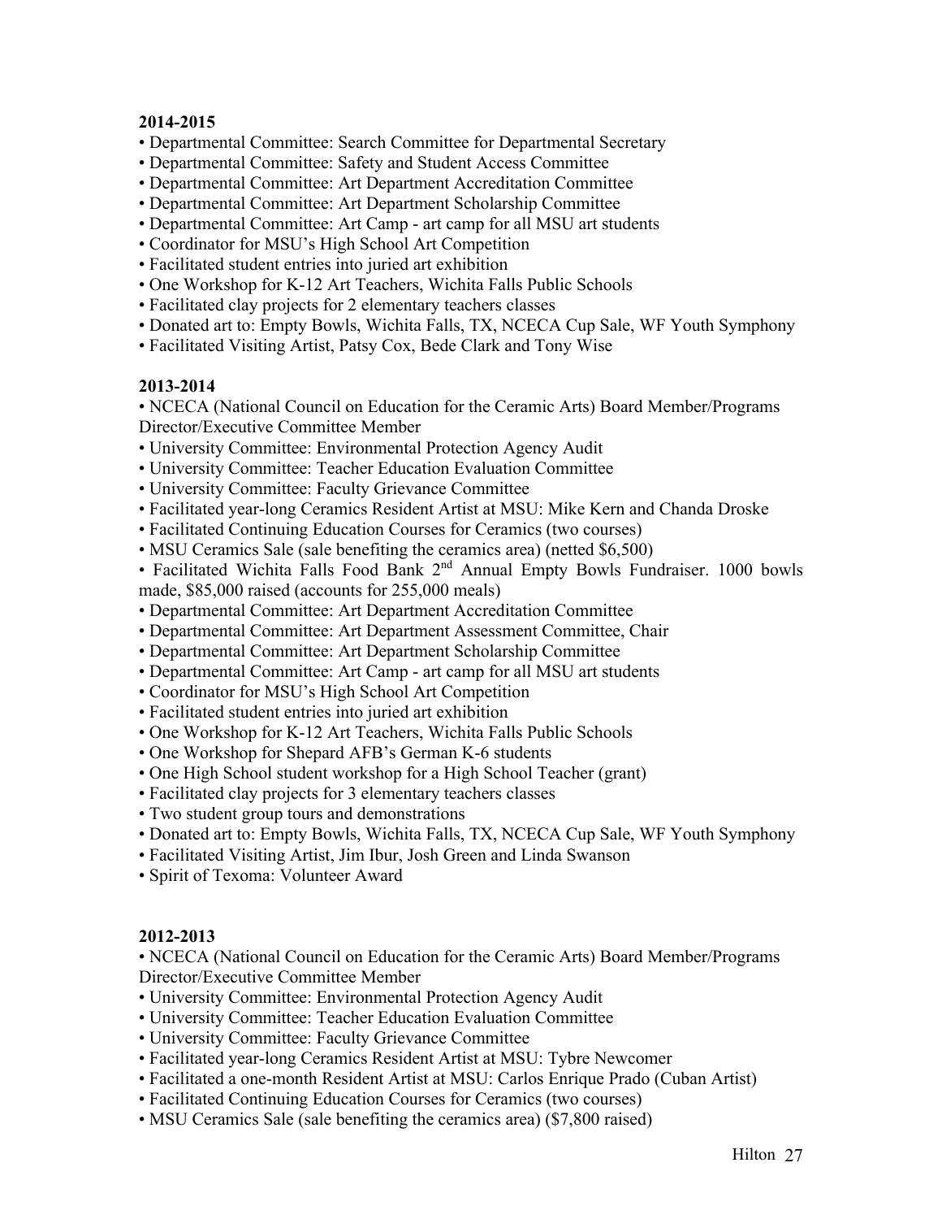**2014-2015**

- Departmental Committee: Search Committee for Departmental Secretary
- Departmental Committee: Safety and Student Access Committee
- Departmental Committee: Art Department Accreditation Committee
- Departmental Committee: Art Department Scholarship Committee
- Departmental Committee: Art Camp - art camp for all MSU art students
- Coordinator for MSU's High School Art Competition
- Facilitated student entries into juried art exhibition
- One Workshop for K-12 Art Teachers, Wichita Falls Public Schools
- Facilitated clay projects for 2 elementary teachers classes
- Donated art to: Empty Bowls, Wichita Falls, TX, NCECA Cup Sale, WF Youth Symphony
- Facilitated Visiting Artist, Patsy Cox, Bede Clark and Tony Wise

**2013-2014**

- NCECA (National Council on Education for the Ceramic Arts) Board Member/Programs Director/Executive Committee Member
- University Committee: Environmental Protection Agency Audit
- University Committee: Teacher Education Evaluation Committee
- University Committee: Faculty Grievance Committee
- Facilitated year-long Ceramics Resident Artist at MSU: Mike Kern and Chanda Droske
- Facilitated Continuing Education Courses for Ceramics (two courses)
- MSU Ceramics Sale (sale benefiting the ceramics area) (netted $6,500)
- Facilitated Wichita Falls Food Bank 2nd Annual Empty Bowls Fundraiser. 1000 bowls made, $85,000 raised (accounts for 255,000 meals)
- Departmental Committee: Art Department Accreditation Committee
- Departmental Committee: Art Department Assessment Committee, Chair
- Departmental Committee: Art Department Scholarship Committee
- Departmental Committee: Art Camp - art camp for all MSU art students
- Coordinator for MSU's High School Art Competition
- Facilitated student entries into juried art exhibition
- One Workshop for K-12 Art Teachers, Wichita Falls Public Schools
- One Workshop for Shepard AFB's German K-6 students
- One High School student workshop for a High School Teacher (grant)
- Facilitated clay projects for 3 elementary teachers classes
- Two student group tours and demonstrations
- Donated art to: Empty Bowls, Wichita Falls, TX, NCECA Cup Sale, WF Youth Symphony
- Facilitated Visiting Artist, Jim Ibur, Josh Green and Linda Swanson
- Spirit of Texoma: Volunteer Award

**2012-2013**

- NCECA (National Council on Education for the Ceramic Arts) Board Member/Programs Director/Executive Committee Member
- University Committee: Environmental Protection Agency Audit
- University Committee: Teacher Education Evaluation Committee
- University Committee: Faculty Grievance Committee
- Facilitated year-long Ceramics Resident Artist at MSU: Tybre Newcomer
- Facilitated a one-month Resident Artist at MSU: Carlos Enrique Prado (Cuban Artist)
- Facilitated Continuing Education Courses for Ceramics (two courses)
- MSU Ceramics Sale (sale benefiting the ceramics area) ($7,800 raised)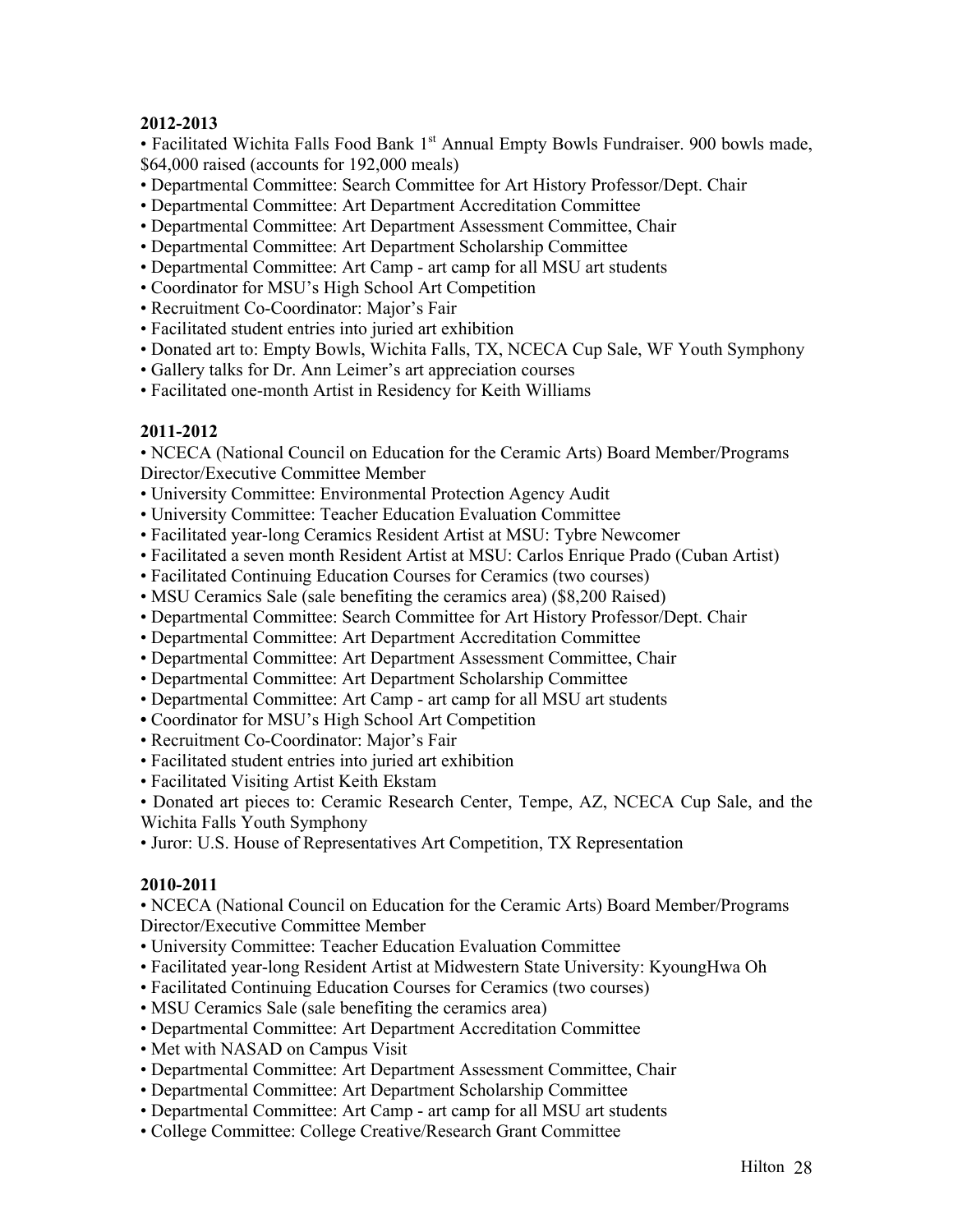**2012-2013**

- Facilitated Wichita Falls Food Bank 1st Annual Empty Bowls Fundraiser. 900 bowls made, $64,000 raised (accounts for 192,000 meals)
- Departmental Committee: Search Committee for Art History Professor/Dept. Chair
- Departmental Committee: Art Department Accreditation Committee
- Departmental Committee: Art Department Assessment Committee, Chair
- Departmental Committee: Art Department Scholarship Committee
- Departmental Committee: Art Camp - art camp for all MSU art students
- Coordinator for MSU's High School Art Competition
- Recruitment Co-Coordinator: Major's Fair
- Facilitated student entries into juried art exhibition
- Donated art to: Empty Bowls, Wichita Falls, TX, NCECA Cup Sale, WF Youth Symphony
- Gallery talks for Dr. Ann Leimer's art appreciation courses
- Facilitated one-month Artist in Residency for Keith Williams

**2011-2012**

- NCECA (National Council on Education for the Ceramic Arts) Board Member/Programs Director/Executive Committee Member
- University Committee: Environmental Protection Agency Audit
- University Committee: Teacher Education Evaluation Committee
- Facilitated year-long Ceramics Resident Artist at MSU: Tybre Newcomer
- Facilitated a seven month Resident Artist at MSU: Carlos Enrique Prado (Cuban Artist)
- Facilitated Continuing Education Courses for Ceramics (two courses)
- MSU Ceramics Sale (sale benefiting the ceramics area) ($8,200 Raised)
- Departmental Committee: Search Committee for Art History Professor/Dept. Chair
- Departmental Committee: Art Department Accreditation Committee
- Departmental Committee: Art Department Assessment Committee, Chair
- Departmental Committee: Art Department Scholarship Committee
- Departmental Committee: Art Camp - art camp for all MSU art students
- Coordinator for MSU's High School Art Competition
- Recruitment Co-Coordinator: Major's Fair
- Facilitated student entries into juried art exhibition
- Facilitated Visiting Artist Keith Ekstam
- Donated art pieces to: Ceramic Research Center, Tempe, AZ, NCECA Cup Sale, and the Wichita Falls Youth Symphony
- Juror: U.S. House of Representatives Art Competition, TX Representation

**2010-2011**

- NCECA (National Council on Education for the Ceramic Arts) Board Member/Programs Director/Executive Committee Member
- University Committee: Teacher Education Evaluation Committee
- Facilitated year-long Resident Artist at Midwestern State University: KyoungHwa Oh
- Facilitated Continuing Education Courses for Ceramics (two courses)
- MSU Ceramics Sale (sale benefiting the ceramics area)
- Departmental Committee: Art Department Accreditation Committee
- Met with NASAD on Campus Visit
- Departmental Committee: Art Department Assessment Committee, Chair
- Departmental Committee: Art Department Scholarship Committee
- Departmental Committee: Art Camp - art camp for all MSU art students
- College Committee: College Creative/Research Grant Committee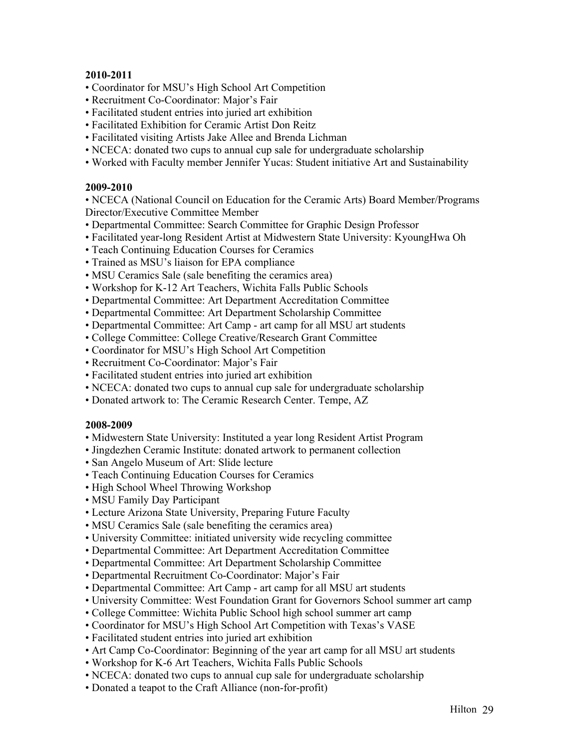**2010-2011**

- Coordinator for MSU's High School Art Competition
- Recruitment Co-Coordinator: Major's Fair
- Facilitated student entries into juried art exhibition
- Facilitated Exhibition for Ceramic Artist Don Reitz
- Facilitated visiting Artists Jake Allee and Brenda Lichman
- NCECA: donated two cups to annual cup sale for undergraduate scholarship
- Worked with Faculty member Jennifer Yucas: Student initiative Art and Sustainability

**2009-2010**

- NCECA (National Council on Education for the Ceramic Arts) Board Member/Programs Director/Executive Committee Member
- Departmental Committee: Search Committee for Graphic Design Professor
- Facilitated year-long Resident Artist at Midwestern State University: KyoungHwa Oh
- Teach Continuing Education Courses for Ceramics
- Trained as MSU's liaison for EPA compliance
- MSU Ceramics Sale (sale benefiting the ceramics area)
- Workshop for K-12 Art Teachers, Wichita Falls Public Schools
- Departmental Committee: Art Department Accreditation Committee
- Departmental Committee: Art Department Scholarship Committee
- Departmental Committee: Art Camp - art camp for all MSU art students
- College Committee: College Creative/Research Grant Committee
- Coordinator for MSU's High School Art Competition
- Recruitment Co-Coordinator: Major's Fair
- Facilitated student entries into juried art exhibition
- NCECA: donated two cups to annual cup sale for undergraduate scholarship
- Donated artwork to: The Ceramic Research Center. Tempe, AZ

**2008-2009**

- Midwestern State University: Instituted a year long Resident Artist Program
- Jingdezhen Ceramic Institute: donated artwork to permanent collection
- San Angelo Museum of Art: Slide lecture
- Teach Continuing Education Courses for Ceramics
- High School Wheel Throwing Workshop
- MSU Family Day Participant
- Lecture Arizona State University, Preparing Future Faculty
- MSU Ceramics Sale (sale benefiting the ceramics area)
- University Committee: initiated university wide recycling committee
- Departmental Committee: Art Department Accreditation Committee
- Departmental Committee: Art Department Scholarship Committee
- Departmental Recruitment Co-Coordinator: Major's Fair
- Departmental Committee: Art Camp - art camp for all MSU art students
- University Committee: West Foundation Grant for Governors School summer art camp
- College Committee: Wichita Public School high school summer art camp
- Coordinator for MSU's High School Art Competition with Texas's VASE
- Facilitated student entries into juried art exhibition
- Art Camp Co-Coordinator: Beginning of the year art camp for all MSU art students
- Workshop for K-6 Art Teachers, Wichita Falls Public Schools
- NCECA: donated two cups to annual cup sale for undergraduate scholarship
- Donated a teapot to the Craft Alliance (non-for-profit)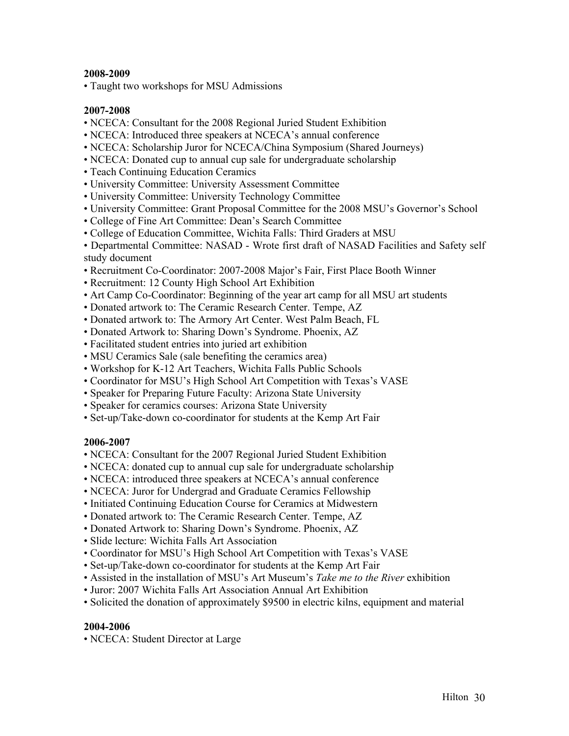**2008-2009**

• Taught two workshops for MSU Admissions

**2007-2008**

• NCECA: Consultant for the 2008 Regional Juried Student Exhibition
• NCECA: Introduced three speakers at NCECA's annual conference
• NCECA: Scholarship Juror for NCECA/China Symposium (Shared Journeys)
• NCECA: Donated cup to annual cup sale for undergraduate scholarship
• Teach Continuing Education Ceramics
• University Committee: University Assessment Committee
• University Committee: University Technology Committee
• University Committee: Grant Proposal Committee for the 2008 MSU's Governor's School
• College of Fine Art Committee: Dean's Search Committee
• College of Education Committee, Wichita Falls: Third Graders at MSU
• Departmental Committee: NASAD - Wrote first draft of NASAD Facilities and Safety self study document
• Recruitment Co-Coordinator: 2007-2008 Major's Fair, First Place Booth Winner
• Recruitment: 12 County High School Art Exhibition
• Art Camp Co-Coordinator: Beginning of the year art camp for all MSU art students
• Donated artwork to: The Ceramic Research Center. Tempe, AZ
• Donated artwork to: The Armory Art Center. West Palm Beach, FL
• Donated Artwork to: Sharing Down's Syndrome. Phoenix, AZ
• Facilitated student entries into juried art exhibition
• MSU Ceramics Sale (sale benefiting the ceramics area)
• Workshop for K-12 Art Teachers, Wichita Falls Public Schools
• Coordinator for MSU's High School Art Competition with Texas's VASE
• Speaker for Preparing Future Faculty: Arizona State University
• Speaker for ceramics courses: Arizona State University
• Set-up/Take-down co-coordinator for students at the Kemp Art Fair

**2006-2007**

• NCECA: Consultant for the 2007 Regional Juried Student Exhibition
• NCECA: donated cup to annual cup sale for undergraduate scholarship
• NCECA: introduced three speakers at NCECA's annual conference
• NCECA: Juror for Undergrad and Graduate Ceramics Fellowship
• Initiated Continuing Education Course for Ceramics at Midwestern
• Donated artwork to: The Ceramic Research Center. Tempe, AZ
• Donated Artwork to: Sharing Down's Syndrome. Phoenix, AZ
• Slide lecture: Wichita Falls Art Association
• Coordinator for MSU's High School Art Competition with Texas's VASE
• Set-up/Take-down co-coordinator for students at the Kemp Art Fair
• Assisted in the installation of MSU's Art Museum's *Take me to the River* exhibition
• Juror: 2007 Wichita Falls Art Association Annual Art Exhibition
• Solicited the donation of approximately $9500 in electric kilns, equipment and material

**2004-2006**

• NCECA: Student Director at Large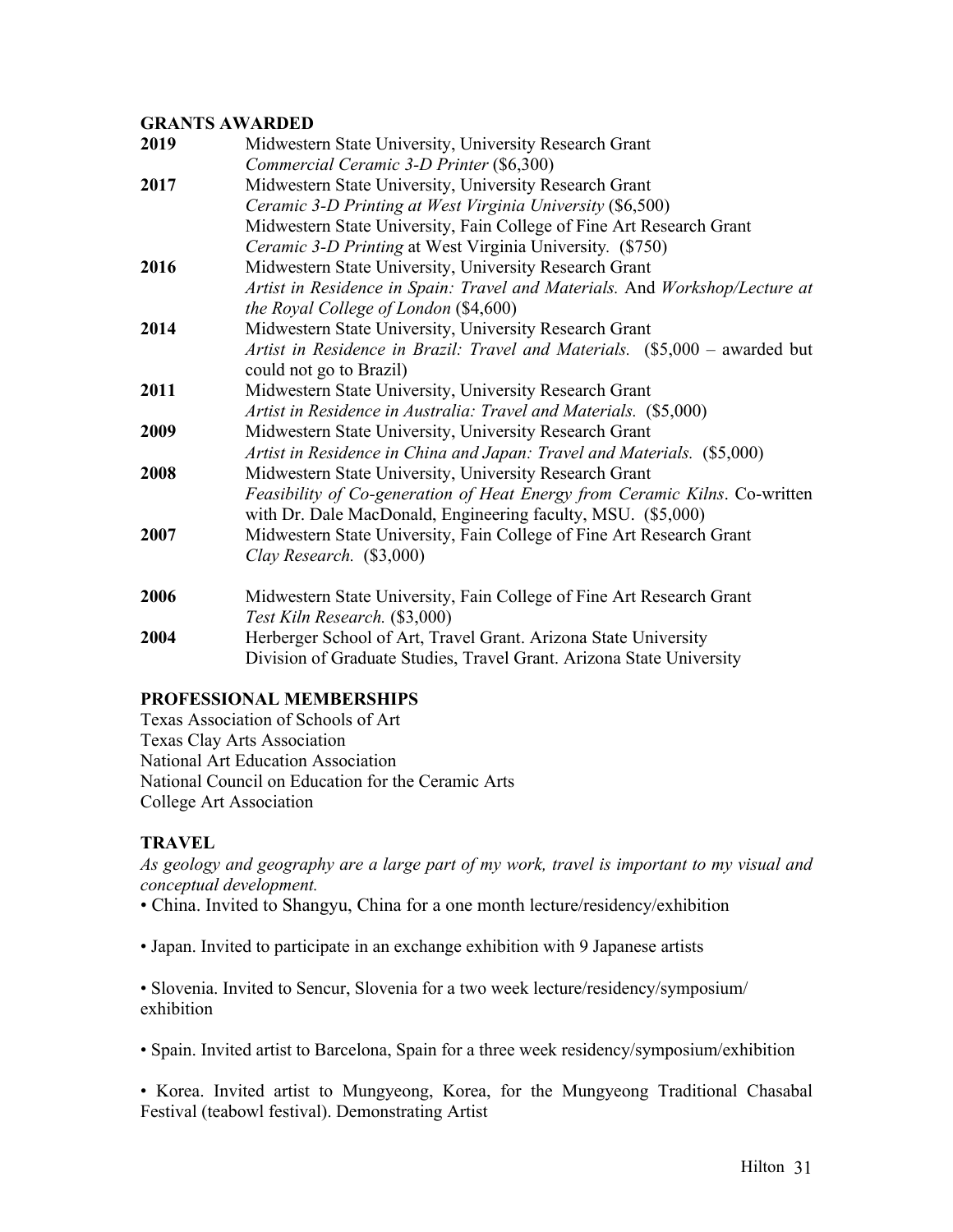**GRANTS AWARDED**

**2019** Midwestern State University, University Research Grant
*Commercial Ceramic 3-D Printer* ($6,300)

**2017** Midwestern State University, University Research Grant
*Ceramic 3-D Printing at West Virginia University* ($6,500)
Midwestern State University, Fain College of Fine Art Research Grant
*Ceramic 3-D Printing* at West Virginia University. ($750)

**2016** Midwestern State University, University Research Grant
*Artist in Residence in Spain: Travel and Materials.* And *Workshop/Lecture at the Royal College of London* ($4,600)

**2014** Midwestern State University, University Research Grant
*Artist in Residence in Brazil: Travel and Materials.* ($5,000 – awarded but could not go to Brazil)

**2011** Midwestern State University, University Research Grant
*Artist in Residence in Australia: Travel and Materials.* ($5,000)

**2009** Midwestern State University, University Research Grant
*Artist in Residence in China and Japan: Travel and Materials.* ($5,000)

**2008** Midwestern State University, University Research Grant
*Feasibility of Co-generation of Heat Energy from Ceramic Kilns*. Co-written with Dr. Dale MacDonald, Engineering faculty, MSU. ($5,000)

**2007** Midwestern State University, Fain College of Fine Art Research Grant
*Clay Research.* ($3,000)

**2006** Midwestern State University, Fain College of Fine Art Research Grant
*Test Kiln Research.* ($3,000)

**2004** Herberger School of Art, Travel Grant. Arizona State University
Division of Graduate Studies, Travel Grant. Arizona State University

**PROFESSIONAL MEMBERSHIPS**

Texas Association of Schools of Art
Texas Clay Arts Association
National Art Education Association
National Council on Education for the Ceramic Arts
College Art Association

**TRAVEL**

*As geology and geography are a large part of my work, travel is important to my visual and conceptual development.*

• China. Invited to Shangyu, China for a one month lecture/residency/exhibition

• Japan. Invited to participate in an exchange exhibition with 9 Japanese artists

• Slovenia. Invited to Sencur, Slovenia for a two week lecture/residency/symposium/ exhibition

• Spain. Invited artist to Barcelona, Spain for a three week residency/symposium/exhibition

• Korea. Invited artist to Mungyeong, Korea, for the Mungyeong Traditional Chasabal Festival (teabowl festival). Demonstrating Artist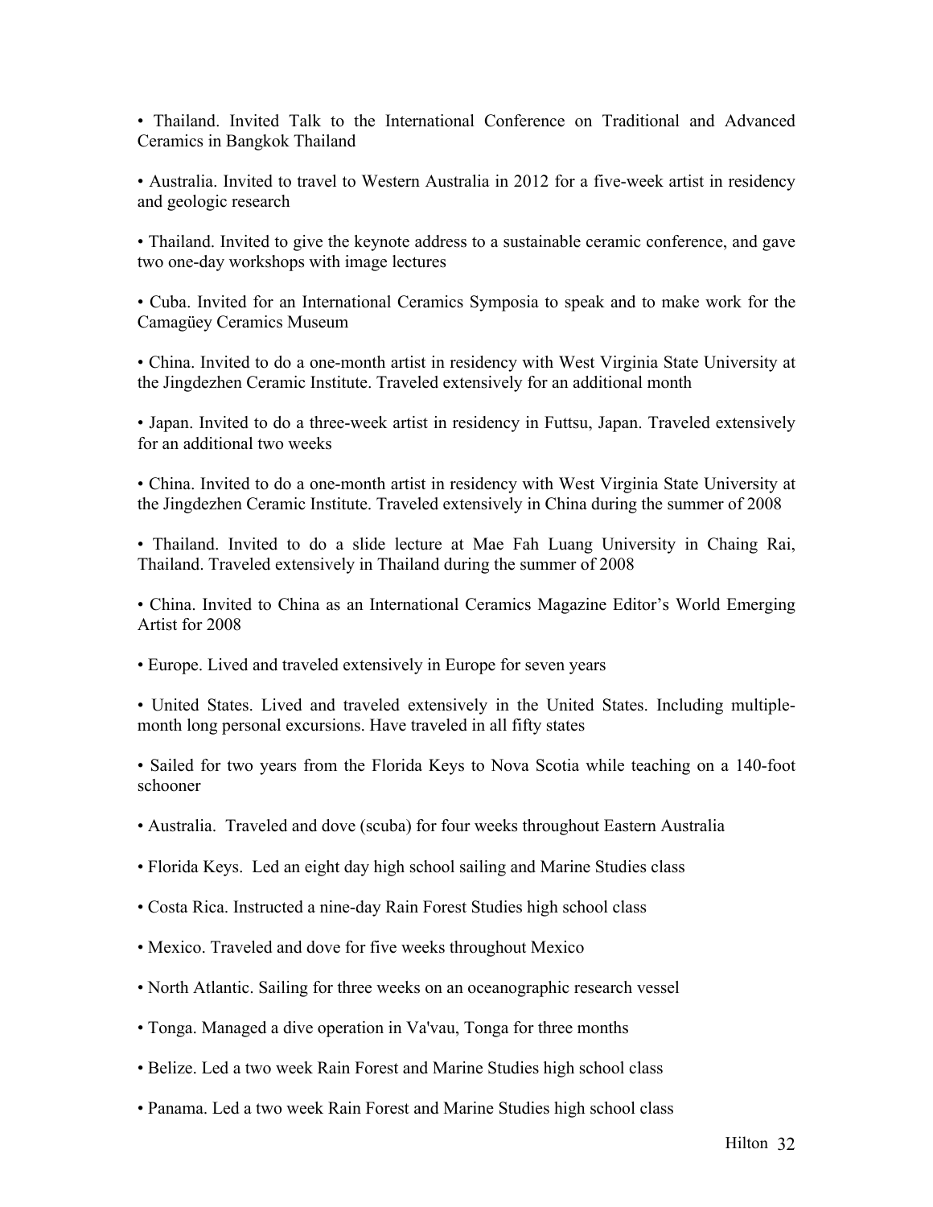- Thailand. Invited Talk to the International Conference on Traditional and Advanced Ceramics in Bangkok Thailand

- Australia. Invited to travel to Western Australia in 2012 for a five-week artist in residency and geologic research

- Thailand. Invited to give the keynote address to a sustainable ceramic conference, and gave two one-day workshops with image lectures

- Cuba. Invited for an International Ceramics Symposia to speak and to make work for the Camagüey Ceramics Museum

- China. Invited to do a one-month artist in residency with West Virginia State University at the Jingdezhen Ceramic Institute. Traveled extensively for an additional month

- Japan. Invited to do a three-week artist in residency in Futtsu, Japan. Traveled extensively for an additional two weeks

- China. Invited to do a one-month artist in residency with West Virginia State University at the Jingdezhen Ceramic Institute. Traveled extensively in China during the summer of 2008

- Thailand. Invited to do a slide lecture at Mae Fah Luang University in Chaing Rai, Thailand. Traveled extensively in Thailand during the summer of 2008

- China. Invited to China as an International Ceramics Magazine Editor's World Emerging Artist for 2008

- Europe. Lived and traveled extensively in Europe for seven years

- United States. Lived and traveled extensively in the United States. Including multiple-month long personal excursions. Have traveled in all fifty states

- Sailed for two years from the Florida Keys to Nova Scotia while teaching on a 140-foot schooner

- Australia. Traveled and dove (scuba) for four weeks throughout Eastern Australia

- Florida Keys. Led an eight day high school sailing and Marine Studies class

- Costa Rica. Instructed a nine-day Rain Forest Studies high school class

- Mexico. Traveled and dove for five weeks throughout Mexico

- North Atlantic. Sailing for three weeks on an oceanographic research vessel

- Tonga. Managed a dive operation in Va'vau, Tonga for three months

- Belize. Led a two week Rain Forest and Marine Studies high school class

- Panama. Led a two week Rain Forest and Marine Studies high school class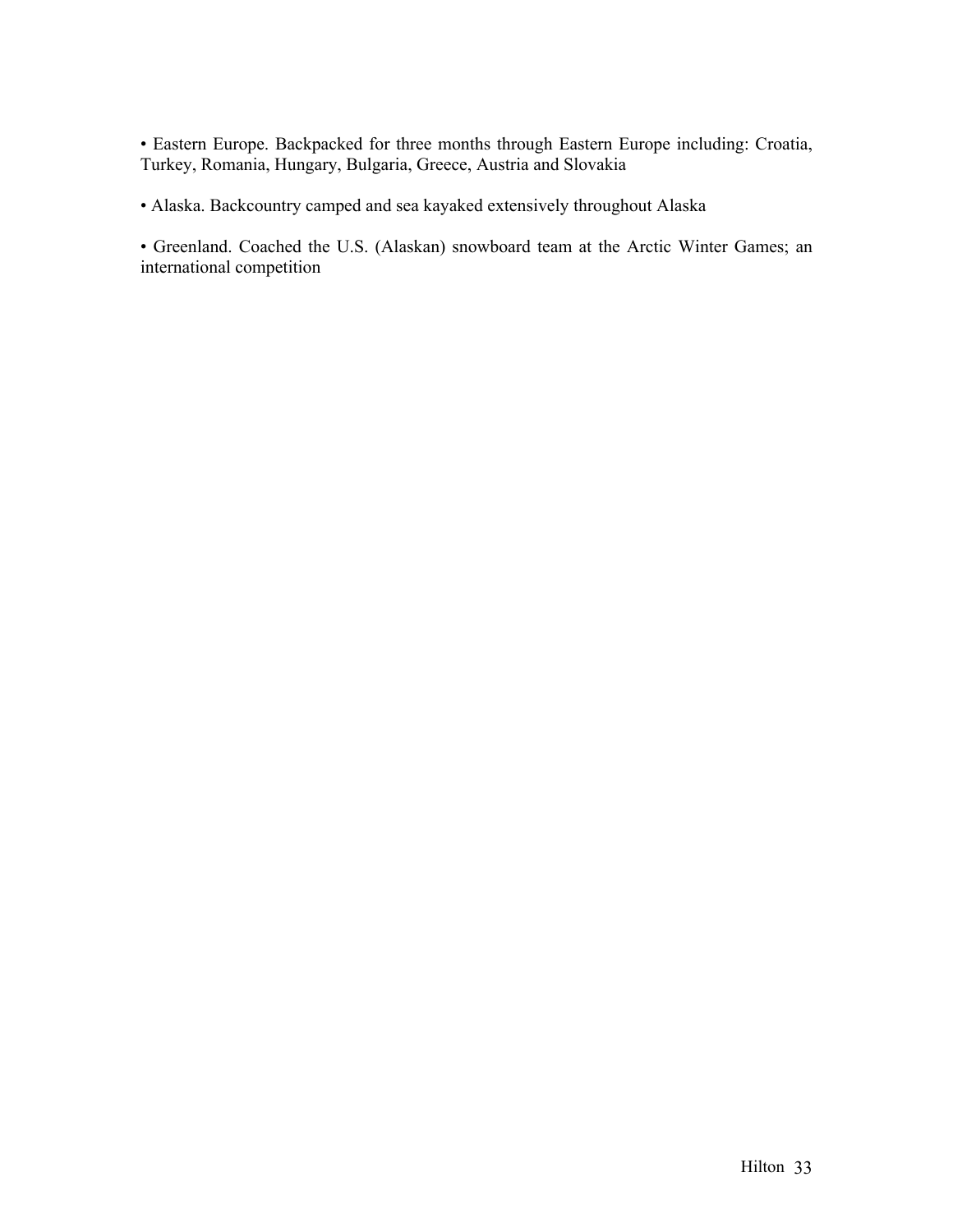- Eastern Europe. Backpacked for three months through Eastern Europe including: Croatia, Turkey, Romania, Hungary, Bulgaria, Greece, Austria and Slovakia

- Alaska. Backcountry camped and sea kayaked extensively throughout Alaska

- Greenland. Coached the U.S. (Alaskan) snowboard team at the Arctic Winter Games; an international competition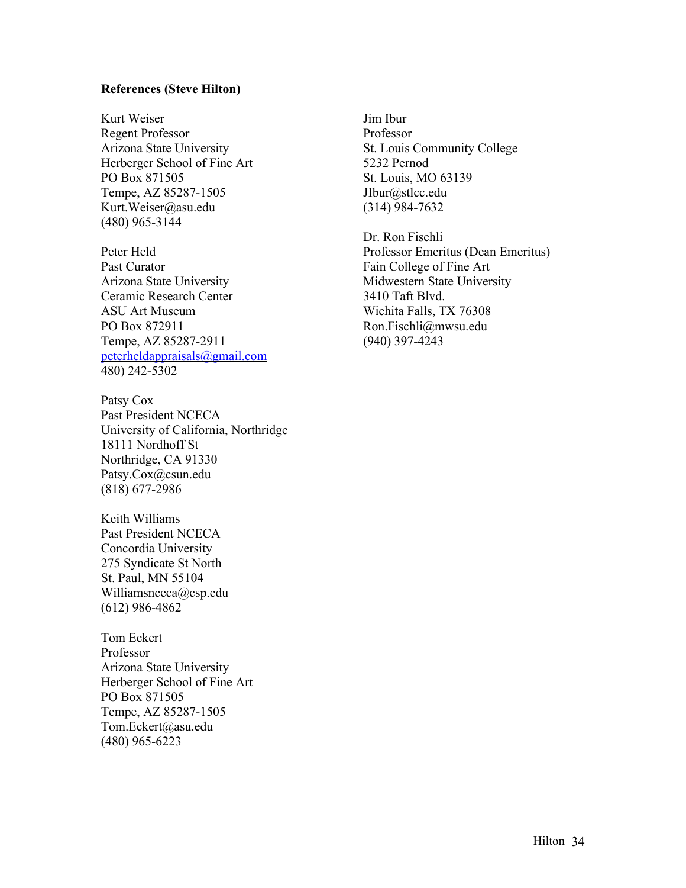**References (Steve Hilton)**

Kurt Weiser
Regent Professor
Arizona State University
Herberger School of Fine Art
PO Box 871505
Tempe, AZ 85287-1505
Kurt.Weiser@asu.edu
(480) 965-3144

Peter Held
Past Curator
Arizona State University
Ceramic Research Center
ASU Art Museum
PO Box 872911
Tempe, AZ 85287-2911
peterheldappraisals@gmail.com
480) 242-5302

Patsy Cox
Past President NCECA
University of California, Northridge
18111 Nordhoff St
Northridge, CA 91330
Patsy.Cox@csun.edu
(818) 677-2986

Keith Williams
Past President NCECA
Concordia University
275 Syndicate St North
St. Paul, MN 55104
Williamsnceca@csp.edu
(612) 986-4862

Tom Eckert
Professor
Arizona State University
Herberger School of Fine Art
PO Box 871505
Tempe, AZ 85287-1505
Tom.Eckert@asu.edu
(480) 965-6223

Jim Ibur
Professor
St. Louis Community College
5232 Pernod
St. Louis, MO 63139
JIbur@stlcc.edu
(314) 984-7632

Dr. Ron Fischli
Professor Emeritus (Dean Emeritus)
Fain College of Fine Art
Midwestern State University
3410 Taft Blvd.
Wichita Falls, TX 76308
Ron.Fischli@mwsu.edu
(940) 397-4243